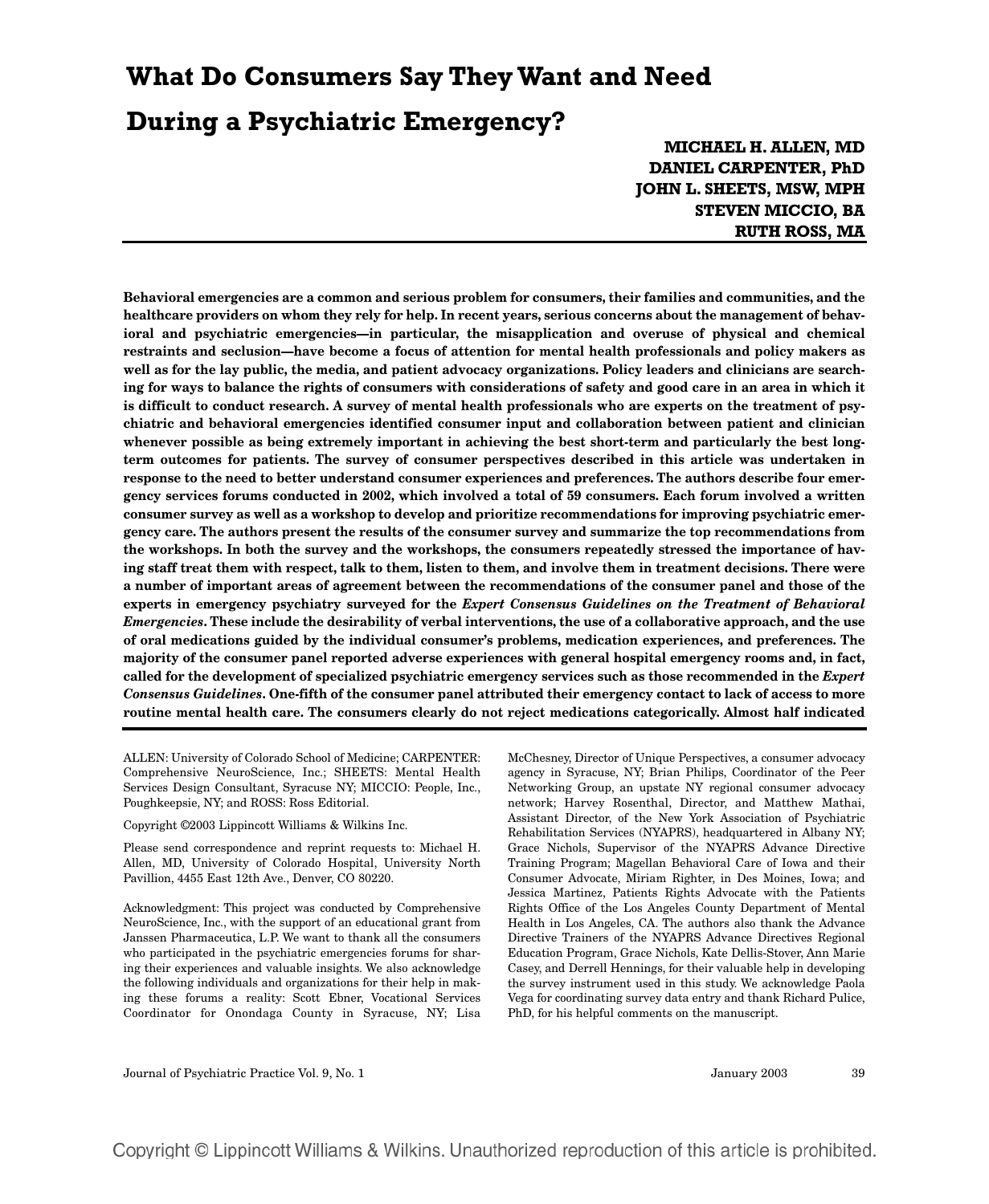# What Do Consumers Say They Want and Need During a Psychiatric Emergency?

**MICHAEL H. ALLEN, MD**
**DANIEL CARPENTER, PhD**
**JOHN L. SHEETS, MSW, MPH**
**STEVEN MICCIO, BA**
**RUTH ROSS, MA**

**Behavioral emergencies are a common and serious problem for consumers, their families and communities, and the healthcare providers on whom they rely for help. In recent years, serious concerns about the management of behavioral and psychiatric emergencies—in particular, the misapplication and overuse of physical and chemical restraints and seclusion—have become a focus of attention for mental health professionals and policy makers as well as for the lay public, the media, and patient advocacy organizations. Policy leaders and clinicians are searching for ways to balance the rights of consumers with considerations of safety and good care in an area in which it is difficult to conduct research. A survey of mental health professionals who are experts on the treatment of psychiatric and behavioral emergencies identified consumer input and collaboration between patient and clinician whenever possible as being extremely important in achieving the best short-term and particularly the best long-term outcomes for patients. The survey of consumer perspectives described in this article was undertaken in response to the need to better understand consumer experiences and preferences. The authors describe four emergency services forums conducted in 2002, which involved a total of 59 consumers. Each forum involved a written consumer survey as well as a workshop to develop and prioritize recommendations for improving psychiatric emergency care. The authors present the results of the consumer survey and summarize the top recommendations from the workshops. In both the survey and the workshops, the consumers repeatedly stressed the importance of having staff treat them with respect, talk to them, listen to them, and involve them in treatment decisions. There were a number of important areas of agreement between the recommendations of the consumer panel and those of the experts in emergency psychiatry surveyed for the *Expert Consensus Guidelines on the Treatment of Behavioral Emergencies*. These include the desirability of verbal interventions, the use of a collaborative approach, and the use of oral medications guided by the individual consumer's problems, medication experiences, and preferences. The majority of the consumer panel reported adverse experiences with general hospital emergency rooms and, in fact, called for the development of specialized psychiatric emergency services such as those recommended in the *Expert Consensus Guidelines*. One-fifth of the consumer panel attributed their emergency contact to lack of access to more routine mental health care. The consumers clearly do not reject medications categorically. Almost half indicated**

ALLEN: University of Colorado School of Medicine; CARPENTER: Comprehensive NeuroScience, Inc.; SHEETS: Mental Health Services Design Consultant, Syracuse NY; MICCIO: People, Inc., Poughkeepsie, NY; and ROSS: Ross Editorial.

Copyright ©2003 Lippincott Williams & Wilkins Inc.

Please send correspondence and reprint requests to: Michael H. Allen, MD, University of Colorado Hospital, University North Pavillion, 4455 East 12th Ave., Denver, CO 80220.

Acknowledgment: This project was conducted by Comprehensive NeuroScience, Inc., with the support of an educational grant from Janssen Pharmaceutica, L.P. We want to thank all the consumers who participated in the psychiatric emergencies forums for sharing their experiences and valuable insights. We also acknowledge the following individuals and organizations for their help in making these forums a reality: Scott Ebner, Vocational Services Coordinator for Onondaga County in Syracuse, NY; Lisa McChesney, Director of Unique Perspectives, a consumer advocacy agency in Syracuse, NY; Brian Philips, Coordinator of the Peer Networking Group, an upstate NY regional consumer advocacy network; Harvey Rosenthal, Director, and Matthew Mathai, Assistant Director, of the New York Association of Psychiatric Rehabilitation Services (NYAPRS), headquartered in Albany NY; Grace Nichols, Supervisor of the NYAPRS Advance Directive Training Program; Magellan Behavioral Care of Iowa and their Consumer Advocate, Miriam Righter, in Des Moines, Iowa; and Jessica Martinez, Patients Rights Advocate with the Patients Rights Office of the Los Angeles County Department of Mental Health in Los Angeles, CA. The authors also thank the Advance Directive Trainers of the NYAPRS Advance Directives Regional Education Program, Grace Nichols, Kate Dellis-Stover, Ann Marie Casey, and Derrell Hennings, for their valuable help in developing the survey instrument used in this study. We acknowledge Paola Vega for coordinating survey data entry and thank Richard Pulice, PhD, for his helpful comments on the manuscript.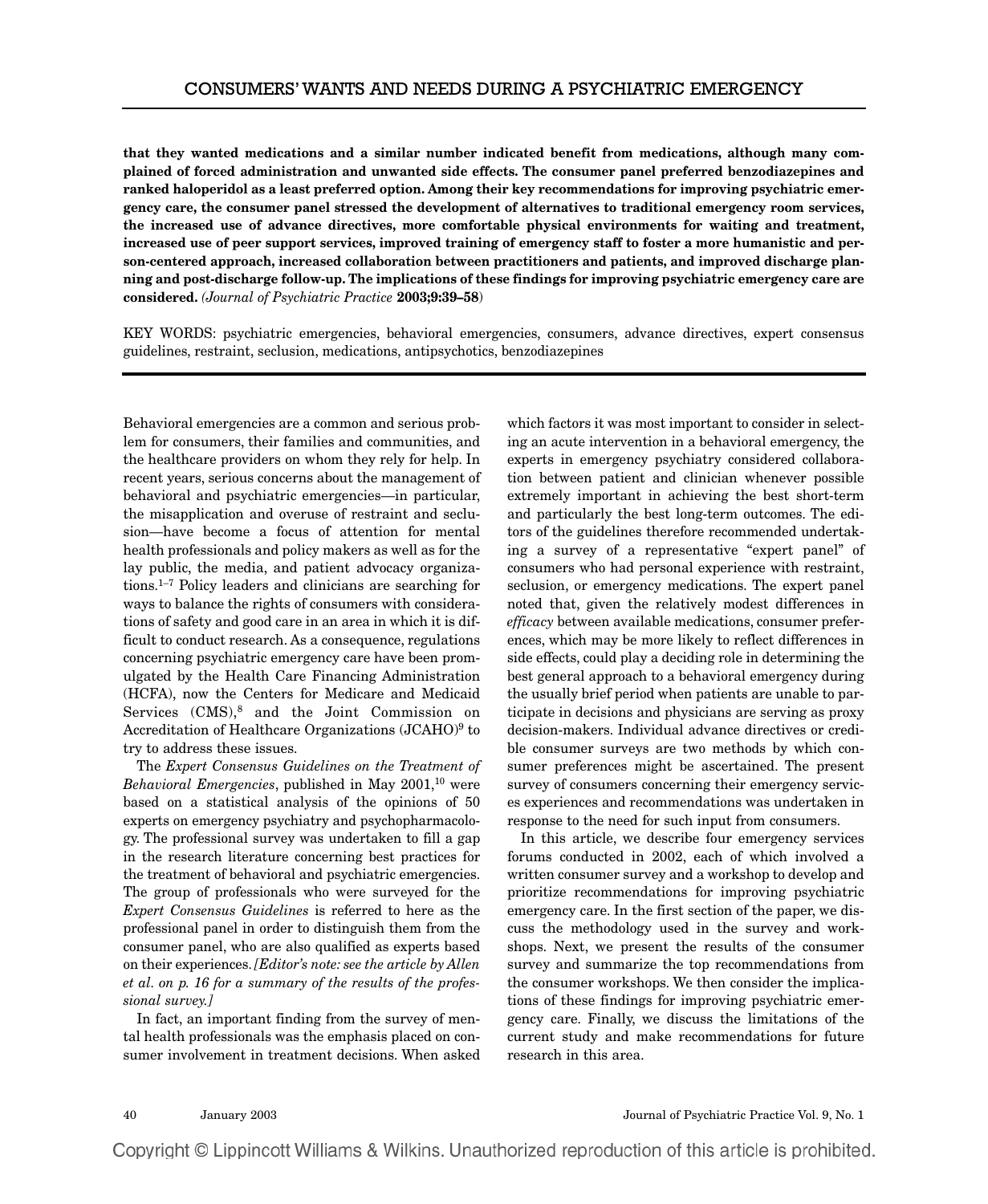**that they wanted medications and a similar number indicated benefit from medications, although many complained of forced administration and unwanted side effects. The consumer panel preferred benzodiazepines and ranked haloperidol as a least preferred option. Among their key recommendations for improving psychiatric emergency care, the consumer panel stressed the development of alternatives to traditional emergency room services, the increased use of advance directives, more comfortable physical environments for waiting and treatment, increased use of peer support services, improved training of emergency staff to foster a more humanistic and person-centered approach, increased collaboration between practitioners and patients, and improved discharge planning and post-discharge follow-up. The implications of these findings for improving psychiatric emergency care are considered.** *(Journal of Psychiatric Practice* **2003;9:39–58**)

KEY WORDS: psychiatric emergencies, behavioral emergencies, consumers, advance directives, expert consensus guidelines, restraint, seclusion, medications, antipsychotics, benzodiazepines

---

Behavioral emergencies are a common and serious problem for consumers, their families and communities, and the healthcare providers on whom they rely for help. In recent years, serious concerns about the management of behavioral and psychiatric emergencies—in particular, the misapplication and overuse of restraint and seclusion—have become a focus of attention for mental health professionals and policy makers as well as for the lay public, the media, and patient advocacy organizations.[1–7] Policy leaders and clinicians are searching for ways to balance the rights of consumers with considerations of safety and good care in an area in which it is difficult to conduct research. As a consequence, regulations concerning psychiatric emergency care have been promulgated by the Health Care Financing Administration (HCFA), now the Centers for Medicare and Medicaid Services (CMS),[8] and the Joint Commission on Accreditation of Healthcare Organizations (JCAHO)[9] to try to address these issues.

The *Expert Consensus Guidelines on the Treatment of Behavioral Emergencies*, published in May 2001,[10] were based on a statistical analysis of the opinions of 50 experts on emergency psychiatry and psychopharmacology. The professional survey was undertaken to fill a gap in the research literature concerning best practices for the treatment of behavioral and psychiatric emergencies. The group of professionals who were surveyed for the *Expert Consensus Guidelines* is referred to here as the professional panel in order to distinguish them from the consumer panel, who are also qualified as experts based on their experiences. *[Editor's note: see the article by Allen et al. on p. 16 for a summary of the results of the professional survey.]*

In fact, an important finding from the survey of mental health professionals was the emphasis placed on consumer involvement in treatment decisions. When asked which factors it was most important to consider in selecting an acute intervention in a behavioral emergency, the experts in emergency psychiatry considered collaboration between patient and clinician whenever possible extremely important in achieving the best short-term and particularly the best long-term outcomes. The editors of the guidelines therefore recommended undertaking a survey of a representative "expert panel" of consumers who had personal experience with restraint, seclusion, or emergency medications. The expert panel noted that, given the relatively modest differences in *efficacy* between available medications, consumer preferences, which may be more likely to reflect differences in side effects, could play a deciding role in determining the best general approach to a behavioral emergency during the usually brief period when patients are unable to participate in decisions and physicians are serving as proxy decision-makers. Individual advance directives or credible consumer surveys are two methods by which consumer preferences might be ascertained. The present survey of consumers concerning their emergency services experiences and recommendations was undertaken in response to the need for such input from consumers.

In this article, we describe four emergency services forums conducted in 2002, each of which involved a written consumer survey and a workshop to develop and prioritize recommendations for improving psychiatric emergency care. In the first section of the paper, we discuss the methodology used in the survey and workshops. Next, we present the results of the consumer survey and summarize the top recommendations from the consumer workshops. We then consider the implications of these findings for improving psychiatric emergency care. Finally, we discuss the limitations of the current study and make recommendations for future research in this area.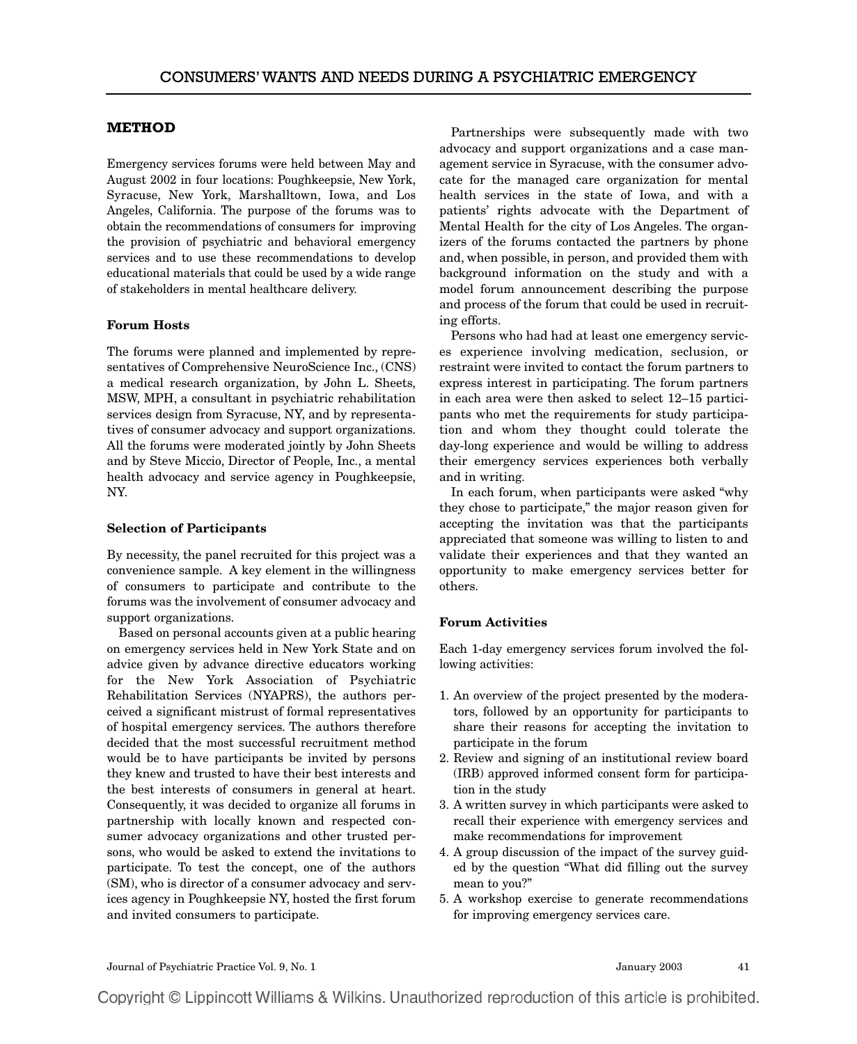## METHOD

Emergency services forums were held between May and August 2002 in four locations: Poughkeepsie, New York, Syracuse, New York, Marshalltown, Iowa, and Los Angeles, California. The purpose of the forums was to obtain the recommendations of consumers for improving the provision of psychiatric and behavioral emergency services and to use these recommendations to develop educational materials that could be used by a wide range of stakeholders in mental healthcare delivery.

### Forum Hosts

The forums were planned and implemented by representatives of Comprehensive NeuroScience Inc., (CNS) a medical research organization, by John L. Sheets, MSW, MPH, a consultant in psychiatric rehabilitation services design from Syracuse, NY, and by representatives of consumer advocacy and support organizations. All the forums were moderated jointly by John Sheets and by Steve Miccio, Director of People, Inc., a mental health advocacy and service agency in Poughkeepsie, NY.

### Selection of Participants

By necessity, the panel recruited for this project was a convenience sample. A key element in the willingness of consumers to participate and contribute to the forums was the involvement of consumer advocacy and support organizations.

Based on personal accounts given at a public hearing on emergency services held in New York State and on advice given by advance directive educators working for the New York Association of Psychiatric Rehabilitation Services (NYAPRS), the authors perceived a significant mistrust of formal representatives of hospital emergency services. The authors therefore decided that the most successful recruitment method would be to have participants be invited by persons they knew and trusted to have their best interests and the best interests of consumers in general at heart. Consequently, it was decided to organize all forums in partnership with locally known and respected consumer advocacy organizations and other trusted persons, who would be asked to extend the invitations to participate. To test the concept, one of the authors (SM), who is director of a consumer advocacy and services agency in Poughkeepsie NY, hosted the first forum and invited consumers to participate.

Partnerships were subsequently made with two advocacy and support organizations and a case management service in Syracuse, with the consumer advocate for the managed care organization for mental health services in the state of Iowa, and with a patients' rights advocate with the Department of Mental Health for the city of Los Angeles. The organizers of the forums contacted the partners by phone and, when possible, in person, and provided them with background information on the study and with a model forum announcement describing the purpose and process of the forum that could be used in recruiting efforts.

Persons who had had at least one emergency services experience involving medication, seclusion, or restraint were invited to contact the forum partners to express interest in participating. The forum partners in each area were then asked to select 12–15 participants who met the requirements for study participation and whom they thought could tolerate the day-long experience and would be willing to address their emergency services experiences both verbally and in writing.

In each forum, when participants were asked "why they chose to participate," the major reason given for accepting the invitation was that the participants appreciated that someone was willing to listen to and validate their experiences and that they wanted an opportunity to make emergency services better for others.

### Forum Activities

Each 1-day emergency services forum involved the following activities:

1. An overview of the project presented by the moderators, followed by an opportunity for participants to share their reasons for accepting the invitation to participate in the forum
2. Review and signing of an institutional review board (IRB) approved informed consent form for participation in the study
3. A written survey in which participants were asked to recall their experience with emergency services and make recommendations for improvement
4. A group discussion of the impact of the survey guided by the question "What did filling out the survey mean to you?"
5. A workshop exercise to generate recommendations for improving emergency services care.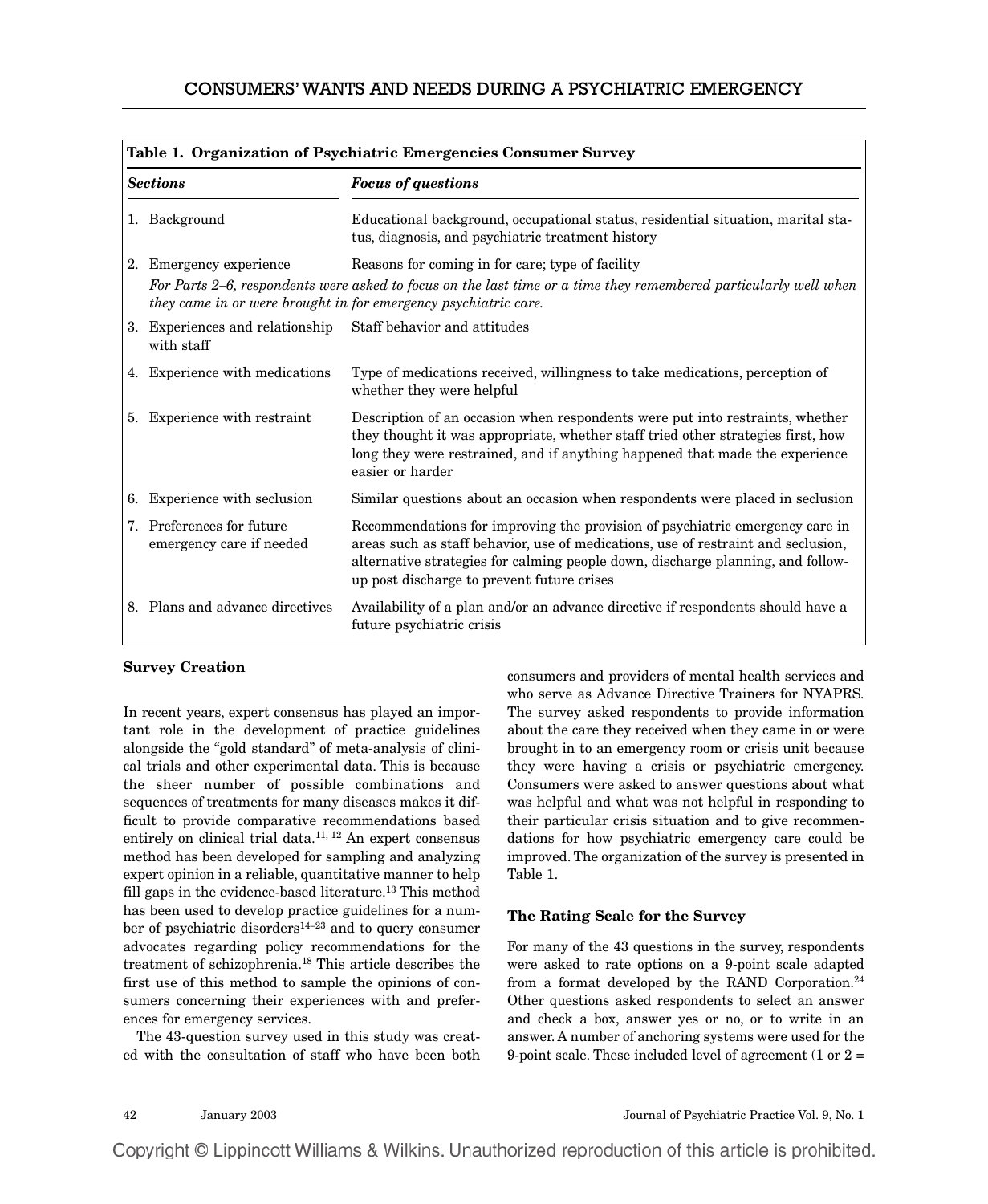**Table 1. Organization of Psychiatric Emergencies Consumer Survey**

| *Sections* | *Focus of questions* |
|---|---|
| 1. Background | Educational background, occupational status, residential situation, marital status, diagnosis, and psychiatric treatment history |
| 2. Emergency experience | Reasons for coming in for care; type of facility |
| *For Parts 2–6, respondents were asked to focus on the last time or a time they remembered particularly well when they came in or were brought in for emergency psychiatric care.* | |
| 3. Experiences and relationship with staff | Staff behavior and attitudes |
| 4. Experience with medications | Type of medications received, willingness to take medications, perception of whether they were helpful |
| 5. Experience with restraint | Description of an occasion when respondents were put into restraints, whether they thought it was appropriate, whether staff tried other strategies first, how long they were restrained, and if anything happened that made the experience easier or harder |
| 6. Experience with seclusion | Similar questions about an occasion when respondents were placed in seclusion |
| 7. Preferences for future emergency care if needed | Recommendations for improving the provision of psychiatric emergency care in areas such as staff behavior, use of medications, use of restraint and seclusion, alternative strategies for calming people down, discharge planning, and follow-up post discharge to prevent future crises |
| 8. Plans and advance directives | Availability of a plan and/or an advance directive if respondents should have a future psychiatric crisis |

### Survey Creation

In recent years, expert consensus has played an important role in the development of practice guidelines alongside the "gold standard" of meta-analysis of clinical trials and other experimental data. This is because the sheer number of possible combinations and sequences of treatments for many diseases makes it difficult to provide comparative recommendations based entirely on clinical trial data.[11, 12] An expert consensus method has been developed for sampling and analyzing expert opinion in a reliable, quantitative manner to help fill gaps in the evidence-based literature.[13] This method has been used to develop practice guidelines for a number of psychiatric disorders[14–23] and to query consumer advocates regarding policy recommendations for the treatment of schizophrenia.[18] This article describes the first use of this method to sample the opinions of consumers concerning their experiences with and preferences for emergency services.

The 43-question survey used in this study was created with the consultation of staff who have been both consumers and providers of mental health services and who serve as Advance Directive Trainers for NYAPRS. The survey asked respondents to provide information about the care they received when they came in or were brought in to an emergency room or crisis unit because they were having a crisis or psychiatric emergency. Consumers were asked to answer questions about what was helpful and what was not helpful in responding to their particular crisis situation and to give recommendations for how psychiatric emergency care could be improved. The organization of the survey is presented in Table 1.

### The Rating Scale for the Survey

For many of the 43 questions in the survey, respondents were asked to rate options on a 9-point scale adapted from a format developed by the RAND Corporation.[24] Other questions asked respondents to select an answer and check a box, answer yes or no, or to write in an answer. A number of anchoring systems were used for the 9-point scale. These included level of agreement (1 or 2 =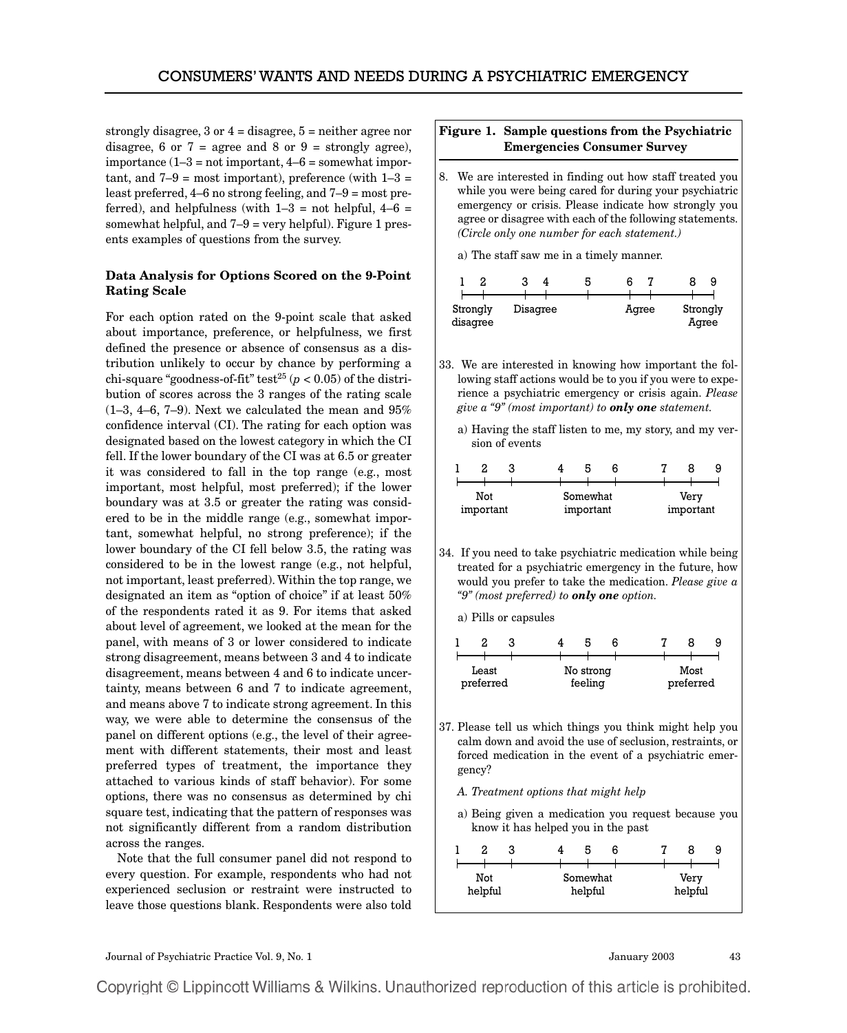strongly disagree, 3 or 4 = disagree, 5 = neither agree nor disagree, 6 or 7 = agree and 8 or 9 = strongly agree), importance (1–3 = not important, 4–6 = somewhat important, and 7–9 = most important), preference (with 1–3 = least preferred, 4–6 no strong feeling, and 7–9 = most preferred), and helpfulness (with 1–3 = not helpful, 4–6 = somewhat helpful, and 7–9 = very helpful). Figure 1 presents examples of questions from the survey.

### Data Analysis for Options Scored on the 9-Point Rating Scale

For each option rated on the 9-point scale that asked about importance, preference, or helpfulness, we first defined the presence or absence of consensus as a distribution unlikely to occur by chance by performing a chi-square "goodness-of-fit" test[25] ($p < 0.05$) of the distribution of scores across the 3 ranges of the rating scale (1–3, 4–6, 7–9). Next we calculated the mean and 95% confidence interval (CI). The rating for each option was designated based on the lowest category in which the CI fell. If the lower boundary of the CI was at 6.5 or greater it was considered to fall in the top range (e.g., most important, most helpful, most preferred); if the lower boundary was at 3.5 or greater the rating was considered to be in the middle range (e.g., somewhat important, somewhat helpful, no strong preference); if the lower boundary of the CI fell below 3.5, the rating was considered to be in the lowest range (e.g., not helpful, not important, least preferred). Within the top range, we designated an item as "option of choice" if at least 50% of the respondents rated it as 9. For items that asked about level of agreement, we looked at the mean for the panel, with means of 3 or lower considered to indicate strong disagreement, means between 3 and 4 to indicate disagreement, means between 4 and 6 to indicate uncertainty, means between 6 and 7 to indicate agreement, and means above 7 to indicate strong agreement. In this way, we were able to determine the consensus of the panel on different options (e.g., the level of their agreement with different statements, their most and least preferred types of treatment, the importance they attached to various kinds of staff behavior). For some options, there was no consensus as determined by chi square test, indicating that the pattern of responses was not significantly different from a random distribution across the ranges.

Note that the full consumer panel did not respond to every question. For example, respondents who had not experienced seclusion or restraint were instructed to leave those questions blank. Respondents were also told

**Figure 1. Sample questions from the Psychiatric Emergencies Consumer Survey**

8. We are interested in finding out how staff treated you while you were being cared for during your psychiatric emergency or crisis. Please indicate how strongly you agree or disagree with each of the following statements. *(Circle only one number for each statement.)*

   a) The staff saw me in a timely manner.

   1 2 | 3 4 | 5 | 6 7 | 8 9
   Strongly disagree | Disagree | | Agree | Strongly Agree

33. We are interested in knowing how important the following staff actions would be to you if you were to experience a psychiatric emergency or crisis again. *Please give a "9" (most important) to **only one** statement.*

   a) Having the staff listen to me, my story, and my version of events

   1 2 3 | 4 5 6 | 7 8 9
   Not important | Somewhat important | Very important

34. If you need to take psychiatric medication while being treated for a psychiatric emergency in the future, how would you prefer to take the medication. *Please give a "9" (most preferred) to **only one** option.*

   a) Pills or capsules

   1 2 3 | 4 5 6 | 7 8 9
   Least preferred | No strong feeling | Most preferred

37. Please tell us which things you think might help you calm down and avoid the use of seclusion, restraints, or forced medication in the event of a psychiatric emergency?

   *A. Treatment options that might help*

   a) Being given a medication you request because you know it has helped you in the past

   1 2 3 | 4 5 6 | 7 8 9
   Not helpful | Somewhat helpful | Very helpful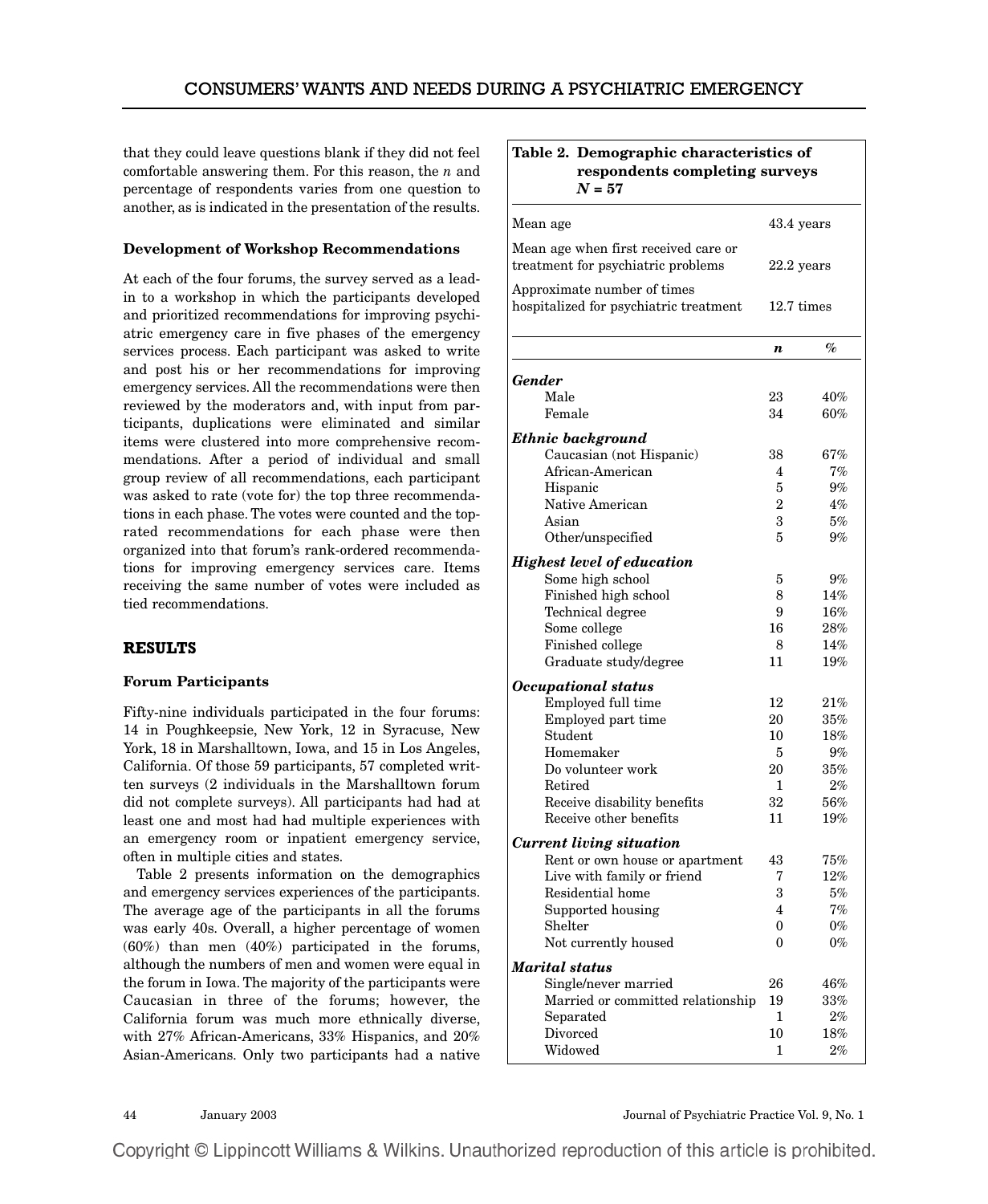that they could leave questions blank if they did not feel comfortable answering them. For this reason, the *n* and percentage of respondents varies from one question to another, as is indicated in the presentation of the results.

### Development of Workshop Recommendations

At each of the four forums, the survey served as a lead-in to a workshop in which the participants developed and prioritized recommendations for improving psychiatric emergency care in five phases of the emergency services process. Each participant was asked to write and post his or her recommendations for improving emergency services. All the recommendations were then reviewed by the moderators and, with input from participants, duplications were eliminated and similar items were clustered into more comprehensive recommendations. After a period of individual and small group review of all recommendations, each participant was asked to rate (vote for) the top three recommendations in each phase. The votes were counted and the top-rated recommendations for each phase were then organized into that forum's rank-ordered recommendations for improving emergency services care. Items receiving the same number of votes were included as tied recommendations.

## RESULTS

### Forum Participants

Fifty-nine individuals participated in the four forums: 14 in Poughkeepsie, New York, 12 in Syracuse, New York, 18 in Marshalltown, Iowa, and 15 in Los Angeles, California. Of those 59 participants, 57 completed written surveys (2 individuals in the Marshalltown forum did not complete surveys). All participants had had at least one and most had had multiple experiences with an emergency room or inpatient emergency service, often in multiple cities and states.

Table 2 presents information on the demographics and emergency services experiences of the participants. The average age of the participants in all the forums was early 40s. Overall, a higher percentage of women (60%) than men (40%) participated in the forums, although the numbers of men and women were equal in the forum in Iowa. The majority of the participants were Caucasian in three of the forums; however, the California forum was much more ethnically diverse, with 27% African-Americans, 33% Hispanics, and 20% Asian-Americans. Only two participants had a native

**Table 2. Demographic characteristics of respondents completing surveys *N* = 57**

| | | |
|---|---|---|
| Mean age | 43.4 years | |
| Mean age when first received care or treatment for psychiatric problems | 22.2 years | |
| Approximate number of times hospitalized for psychiatric treatment | 12.7 times | |
| | ***n*** | ***%*** |
| ***Gender*** | | |
| Male | 23 | 40% |
| Female | 34 | 60% |
| ***Ethnic background*** | | |
| Caucasian (not Hispanic) | 38 | 67% |
| African-American | 4 | 7% |
| Hispanic | 5 | 9% |
| Native American | 2 | 4% |
| Asian | 3 | 5% |
| Other/unspecified | 5 | 9% |
| ***Highest level of education*** | | |
| Some high school | 5 | 9% |
| Finished high school | 8 | 14% |
| Technical degree | 9 | 16% |
| Some college | 16 | 28% |
| Finished college | 8 | 14% |
| Graduate study/degree | 11 | 19% |
| ***Occupational status*** | | |
| Employed full time | 12 | 21% |
| Employed part time | 20 | 35% |
| Student | 10 | 18% |
| Homemaker | 5 | 9% |
| Do volunteer work | 20 | 35% |
| Retired | 1 | 2% |
| Receive disability benefits | 32 | 56% |
| Receive other benefits | 11 | 19% |
| ***Current living situation*** | | |
| Rent or own house or apartment | 43 | 75% |
| Live with family or friend | 7 | 12% |
| Residential home | 3 | 5% |
| Supported housing | 4 | 7% |
| Shelter | 0 | 0% |
| Not currently housed | 0 | 0% |
| ***Marital status*** | | |
| Single/never married | 26 | 46% |
| Married or committed relationship | 19 | 33% |
| Separated | 1 | 2% |
| Divorced | 10 | 18% |
| Widowed | 1 | 2% |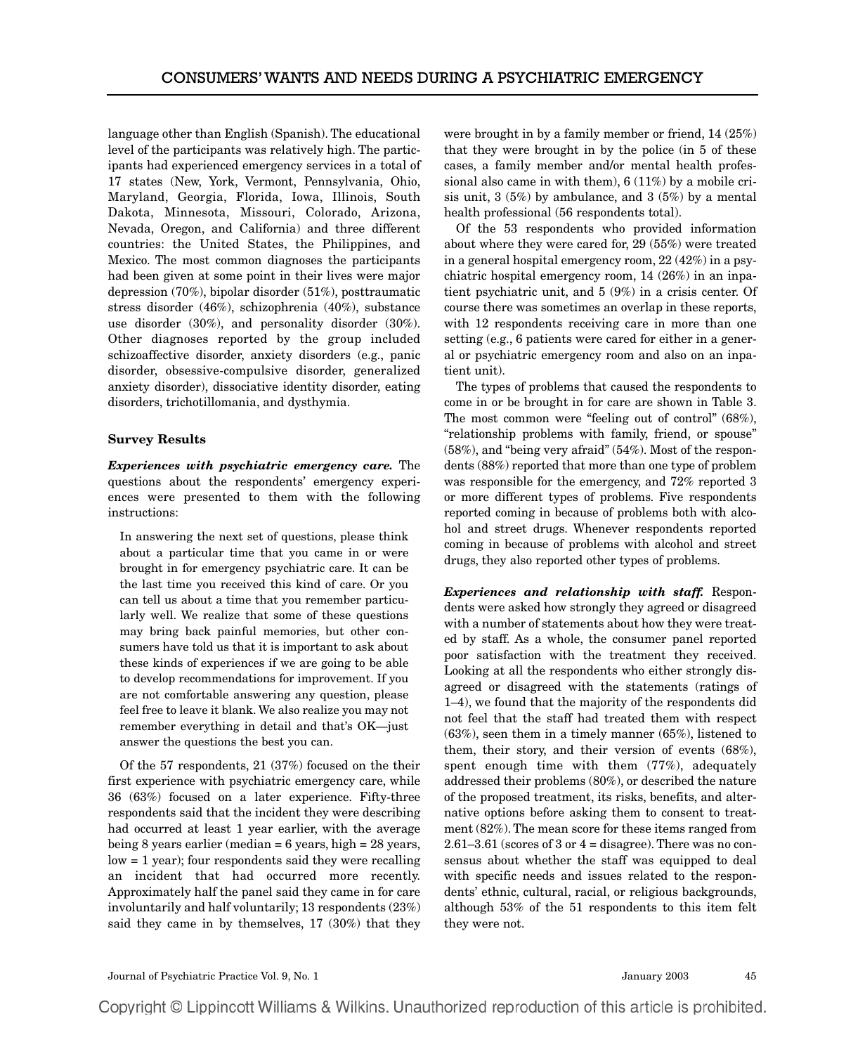language other than English (Spanish). The educational level of the participants was relatively high. The participants had experienced emergency services in a total of 17 states (New, York, Vermont, Pennsylvania, Ohio, Maryland, Georgia, Florida, Iowa, Illinois, South Dakota, Minnesota, Missouri, Colorado, Arizona, Nevada, Oregon, and California) and three different countries: the United States, the Philippines, and Mexico. The most common diagnoses the participants had been given at some point in their lives were major depression (70%), bipolar disorder (51%), posttraumatic stress disorder (46%), schizophrenia (40%), substance use disorder (30%), and personality disorder (30%). Other diagnoses reported by the group included schizoaffective disorder, anxiety disorders (e.g., panic disorder, obsessive-compulsive disorder, generalized anxiety disorder), dissociative identity disorder, eating disorders, trichotillomania, and dysthymia.

### Survey Results

***Experiences with psychiatric emergency care.*** The questions about the respondents' emergency experiences were presented to them with the following instructions:

> In answering the next set of questions, please think about a particular time that you came in or were brought in for emergency psychiatric care. It can be the last time you received this kind of care. Or you can tell us about a time that you remember particularly well. We realize that some of these questions may bring back painful memories, but other consumers have told us that it is important to ask about these kinds of experiences if we are going to be able to develop recommendations for improvement. If you are not comfortable answering any question, please feel free to leave it blank. We also realize you may not remember everything in detail and that's OK—just answer the questions the best you can.

Of the 57 respondents, 21 (37%) focused on the their first experience with psychiatric emergency care, while 36 (63%) focused on a later experience. Fifty-three respondents said that the incident they were describing had occurred at least 1 year earlier, with the average being 8 years earlier (median = 6 years, high = 28 years, low = 1 year); four respondents said they were recalling an incident that had occurred more recently. Approximately half the panel said they came in for care involuntarily and half voluntarily; 13 respondents (23%) said they came in by themselves, 17 (30%) that they were brought in by a family member or friend, 14 (25%) that they were brought in by the police (in 5 of these cases, a family member and/or mental health professional also came in with them), 6 (11%) by a mobile crisis unit, 3 (5%) by ambulance, and 3 (5%) by a mental health professional (56 respondents total).

Of the 53 respondents who provided information about where they were cared for, 29 (55%) were treated in a general hospital emergency room, 22 (42%) in a psychiatric hospital emergency room, 14 (26%) in an inpatient psychiatric unit, and 5 (9%) in a crisis center. Of course there was sometimes an overlap in these reports, with 12 respondents receiving care in more than one setting (e.g., 6 patients were cared for either in a general or psychiatric emergency room and also on an inpatient unit).

The types of problems that caused the respondents to come in or be brought in for care are shown in Table 3. The most common were "feeling out of control" (68%), "relationship problems with family, friend, or spouse" (58%), and "being very afraid" (54%). Most of the respondents (88%) reported that more than one type of problem was responsible for the emergency, and 72% reported 3 or more different types of problems. Five respondents reported coming in because of problems both with alcohol and street drugs. Whenever respondents reported coming in because of problems with alcohol and street drugs, they also reported other types of problems.

***Experiences and relationship with staff.*** Respondents were asked how strongly they agreed or disagreed with a number of statements about how they were treated by staff. As a whole, the consumer panel reported poor satisfaction with the treatment they received. Looking at all the respondents who either strongly disagreed or disagreed with the statements (ratings of 1–4), we found that the majority of the respondents did not feel that the staff had treated them with respect (63%), seen them in a timely manner (65%), listened to them, their story, and their version of events (68%), spent enough time with them (77%), adequately addressed their problems (80%), or described the nature of the proposed treatment, its risks, benefits, and alternative options before asking them to consent to treatment (82%). The mean score for these items ranged from 2.61–3.61 (scores of 3 or 4 = disagree). There was no consensus about whether the staff was equipped to deal with specific needs and issues related to the respondents' ethnic, cultural, racial, or religious backgrounds, although 53% of the 51 respondents to this item felt they were not.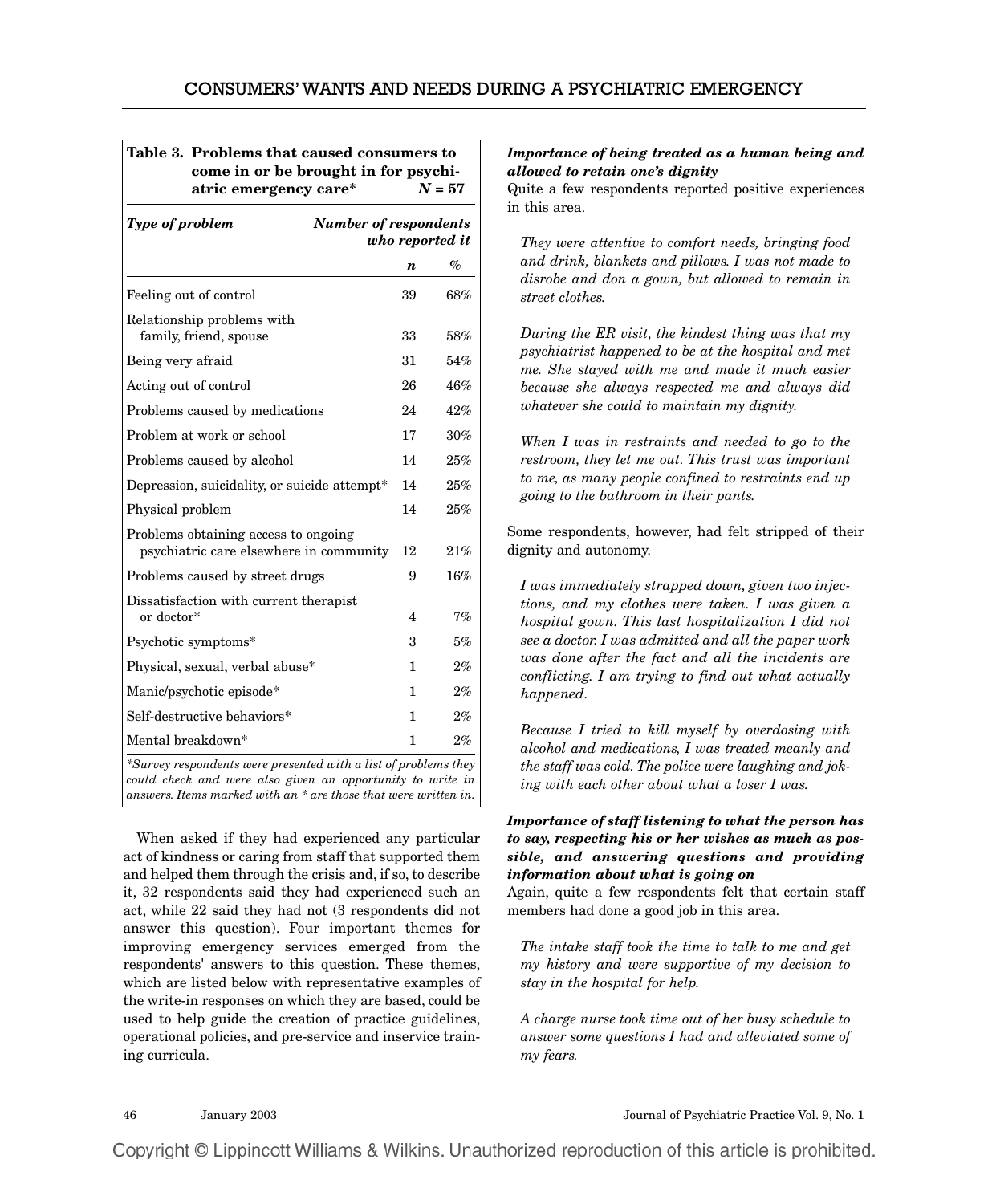**Table 3. Problems that caused consumers to come in or be brought in for psychiatric emergency care*** $N = 57$

| *Type of problem* | *Number of respondents who reported it* | |
|---|---|---|
| | ***n*** | ***%*** |
| Feeling out of control | 39 | 68% |
| Relationship problems with family, friend, spouse | 33 | 58% |
| Being very afraid | 31 | 54% |
| Acting out of control | 26 | 46% |
| Problems caused by medications | 24 | 42% |
| Problem at work or school | 17 | 30% |
| Problems caused by alcohol | 14 | 25% |
| Depression, suicidality, or suicide attempt* | 14 | 25% |
| Physical problem | 14 | 25% |
| Problems obtaining access to ongoing psychiatric care elsewhere in community | 12 | 21% |
| Problems caused by street drugs | 9 | 16% |
| Dissatisfaction with current therapist or doctor* | 4 | 7% |
| Psychotic symptoms* | 3 | 5% |
| Physical, sexual, verbal abuse* | 1 | 2% |
| Manic/psychotic episode* | 1 | 2% |
| Self-destructive behaviors* | 1 | 2% |
| Mental breakdown* | 1 | 2% |

*\*Survey respondents were presented with a list of problems they could check and were also given an opportunity to write in answers. Items marked with an \* are those that were written in.*

When asked if they had experienced any particular act of kindness or caring from staff that supported them and helped them through the crisis and, if so, to describe it, 32 respondents said they had experienced such an act, while 22 said they had not (3 respondents did not answer this question). Four important themes for improving emergency services emerged from the respondents' answers to this question. These themes, which are listed below with representative examples of the write-in responses on which they are based, could be used to help guide the creation of practice guidelines, operational policies, and pre-service and inservice training curricula.

***Importance of being treated as a human being and allowed to retain one's dignity***

Quite a few respondents reported positive experiences in this area.

> *They were attentive to comfort needs, bringing food and drink, blankets and pillows. I was not made to disrobe and don a gown, but allowed to remain in street clothes.*

> *During the ER visit, the kindest thing was that my psychiatrist happened to be at the hospital and met me. She stayed with me and made it much easier because she always respected me and always did whatever she could to maintain my dignity.*

> *When I was in restraints and needed to go to the restroom, they let me out. This trust was important to me, as many people confined to restraints end up going to the bathroom in their pants.*

Some respondents, however, had felt stripped of their dignity and autonomy.

> *I was immediately strapped down, given two injections, and my clothes were taken. I was given a hospital gown. This last hospitalization I did not see a doctor. I was admitted and all the paper work was done after the fact and all the incidents are conflicting. I am trying to find out what actually happened.*

> *Because I tried to kill myself by overdosing with alcohol and medications, I was treated meanly and the staff was cold. The police were laughing and joking with each other about what a loser I was.*

***Importance of staff listening to what the person has to say, respecting his or her wishes as much as possible, and answering questions and providing information about what is going on***

Again, quite a few respondents felt that certain staff members had done a good job in this area.

> *The intake staff took the time to talk to me and get my history and were supportive of my decision to stay in the hospital for help.*

> *A charge nurse took time out of her busy schedule to answer some questions I had and alleviated some of my fears.*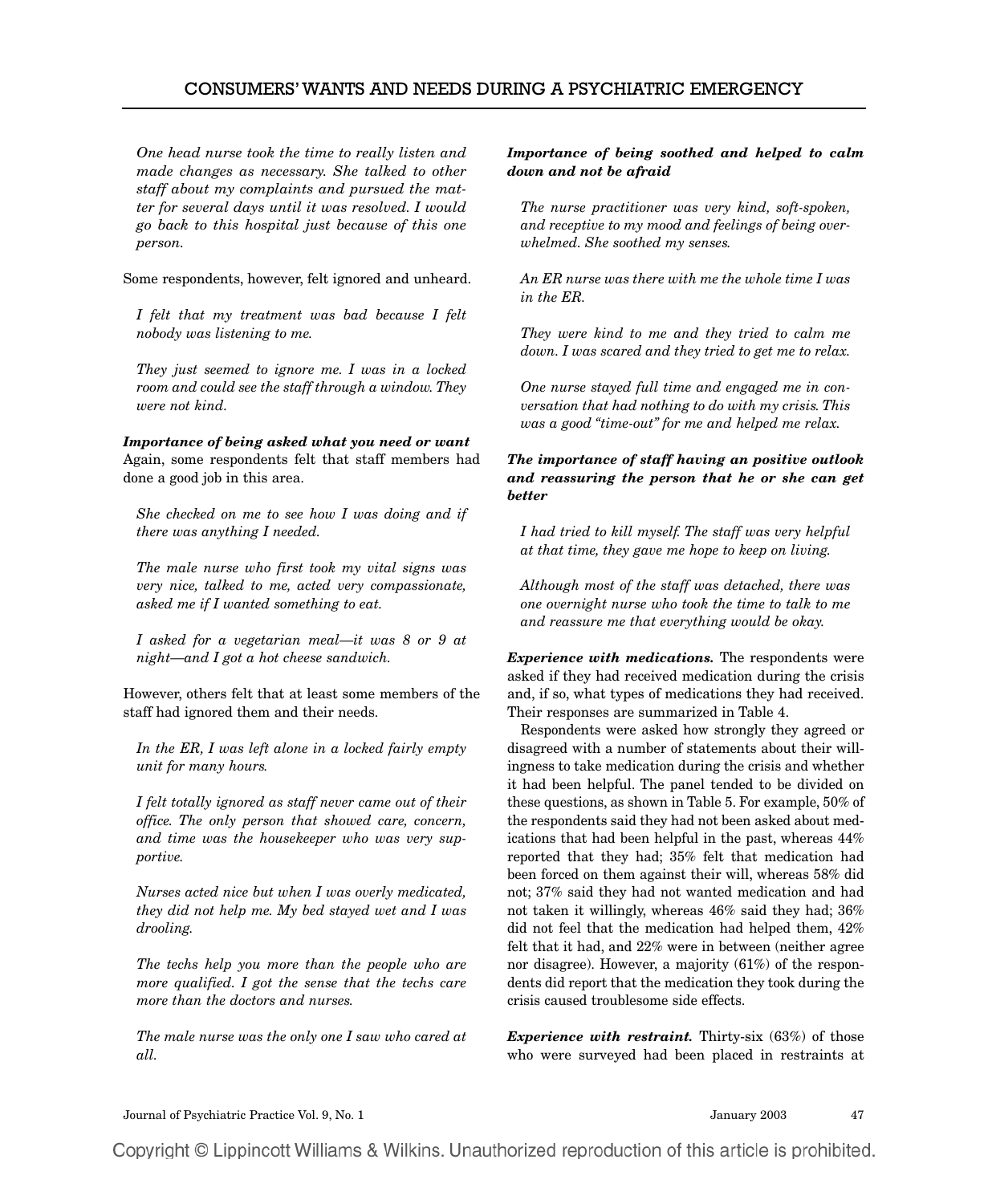*One head nurse took the time to really listen and made changes as necessary. She talked to other staff about my complaints and pursued the matter for several days until it was resolved. I would go back to this hospital just because of this one person.*

Some respondents, however, felt ignored and unheard.

*I felt that my treatment was bad because I felt nobody was listening to me.*

*They just seemed to ignore me. I was in a locked room and could see the staff through a window. They were not kind.*

***Importance of being asked what you need or want*** Again, some respondents felt that staff members had done a good job in this area.

*She checked on me to see how I was doing and if there was anything I needed.*

*The male nurse who first took my vital signs was very nice, talked to me, acted very compassionate, asked me if I wanted something to eat.*

*I asked for a vegetarian meal—it was 8 or 9 at night—and I got a hot cheese sandwich.*

However, others felt that at least some members of the staff had ignored them and their needs.

*In the ER, I was left alone in a locked fairly empty unit for many hours.*

*I felt totally ignored as staff never came out of their office. The only person that showed care, concern, and time was the housekeeper who was very supportive.*

*Nurses acted nice but when I was overly medicated, they did not help me. My bed stayed wet and I was drooling.*

*The techs help you more than the people who are more qualified. I got the sense that the techs care more than the doctors and nurses.*

*The male nurse was the only one I saw who cared at all.*

***Importance of being soothed and helped to calm down and not be afraid***

*The nurse practitioner was very kind, soft-spoken, and receptive to my mood and feelings of being overwhelmed. She soothed my senses.*

*An ER nurse was there with me the whole time I was in the ER.*

*They were kind to me and they tried to calm me down. I was scared and they tried to get me to relax.*

*One nurse stayed full time and engaged me in conversation that had nothing to do with my crisis. This was a good "time-out" for me and helped me relax.*

***The importance of staff having an positive outlook and reassuring the person that he or she can get better***

*I had tried to kill myself. The staff was very helpful at that time, they gave me hope to keep on living.*

*Although most of the staff was detached, there was one overnight nurse who took the time to talk to me and reassure me that everything would be okay.*

***Experience with medications.*** The respondents were asked if they had received medication during the crisis and, if so, what types of medications they had received. Their responses are summarized in Table 4.

Respondents were asked how strongly they agreed or disagreed with a number of statements about their willingness to take medication during the crisis and whether it had been helpful. The panel tended to be divided on these questions, as shown in Table 5. For example, 50% of the respondents said they had not been asked about medications that had been helpful in the past, whereas 44% reported that they had; 35% felt that medication had been forced on them against their will, whereas 58% did not; 37% said they had not wanted medication and had not taken it willingly, whereas 46% said they had; 36% did not feel that the medication had helped them, 42% felt that it had, and 22% were in between (neither agree nor disagree). However, a majority (61%) of the respondents did report that the medication they took during the crisis caused troublesome side effects.

***Experience with restraint.*** Thirty-six (63%) of those who were surveyed had been placed in restraints at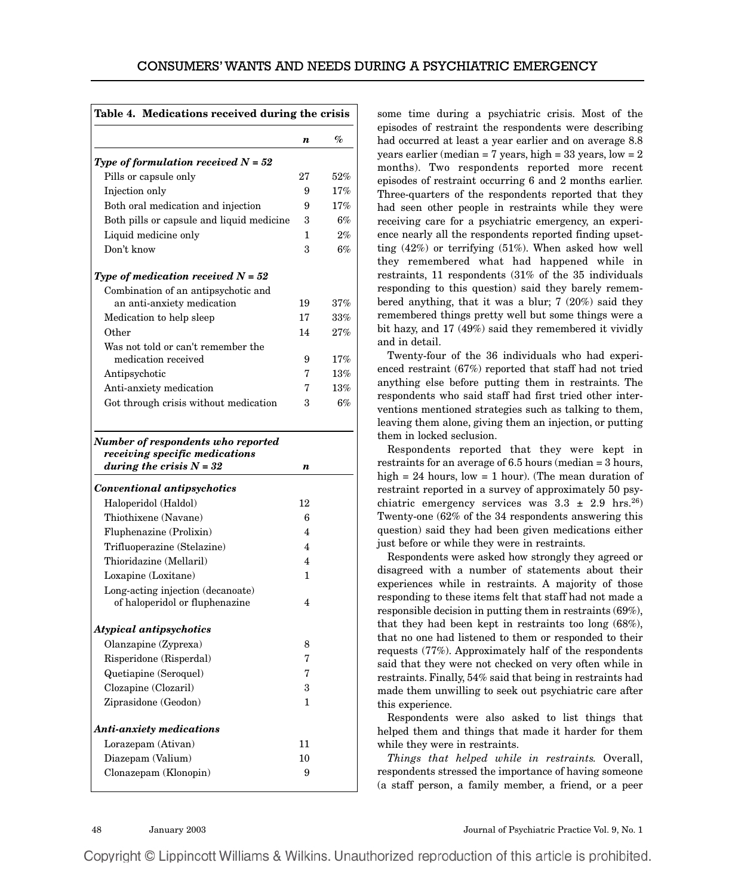**Table 4. Medications received during the crisis**

| | *n* | % |
|---|---|---|
| ***Type of formulation received N = 52*** | | |
| Pills or capsule only | 27 | 52% |
| Injection only | 9 | 17% |
| Both oral medication and injection | 9 | 17% |
| Both pills or capsule and liquid medicine | 3 | 6% |
| Liquid medicine only | 1 | 2% |
| Don't know | 3 | 6% |
| ***Type of medication received N = 52*** | | |
| Combination of an antipsychotic and an anti-anxiety medication | 19 | 37% |
| Medication to help sleep | 17 | 33% |
| Other | 14 | 27% |
| Was not told or can't remember the medication received | 9 | 17% |
| Antipsychotic | 7 | 13% |
| Anti-anxiety medication | 7 | 13% |
| Got through crisis without medication | 3 | 6% |
| ***Number of respondents who reported receiving specific medications during the crisis N = 32*** | *n* | |
| ***Conventional antipsychotics*** | | |
| Haloperidol (Haldol) | 12 | |
| Thiothixene (Navane) | 6 | |
| Fluphenazine (Prolixin) | 4 | |
| Trifluoperazine (Stelazine) | 4 | |
| Thioridazine (Mellaril) | 4 | |
| Loxapine (Loxitane) | 1 | |
| Long-acting injection (decanoate) of haloperidol or fluphenazine | 4 | |
| ***Atypical antipsychotics*** | | |
| Olanzapine (Zyprexa) | 8 | |
| Risperidone (Risperdal) | 7 | |
| Quetiapine (Seroquel) | 7 | |
| Clozapine (Clozaril) | 3 | |
| Ziprasidone (Geodon) | 1 | |
| ***Anti-anxiety medications*** | | |
| Lorazepam (Ativan) | 11 | |
| Diazepam (Valium) | 10 | |
| Clonazepam (Klonopin) | 9 | |

some time during a psychiatric crisis. Most of the episodes of restraint the respondents were describing had occurred at least a year earlier and on average 8.8 years earlier (median = 7 years, high = 33 years, low = 2 months). Two respondents reported more recent episodes of restraint occurring 6 and 2 months earlier. Three-quarters of the respondents reported that they had seen other people in restraints while they were receiving care for a psychiatric emergency, an experience nearly all the respondents reported finding upsetting (42%) or terrifying (51%). When asked how well they remembered what had happened while in restraints, 11 respondents (31% of the 35 individuals responding to this question) said they barely remembered anything, that it was a blur; 7 (20%) said they remembered things pretty well but some things were a bit hazy, and 17 (49%) said they remembered it vividly and in detail.

Twenty-four of the 36 individuals who had experienced restraint (67%) reported that staff had not tried anything else before putting them in restraints. The respondents who said staff had first tried other interventions mentioned strategies such as talking to them, leaving them alone, giving them an injection, or putting them in locked seclusion.

Respondents reported that they were kept in restraints for an average of 6.5 hours (median = 3 hours, high = 24 hours, low = 1 hour). (The mean duration of restraint reported in a survey of approximately 50 psychiatric emergency services was 3.3 ± 2.9 hrs.[26]) Twenty-one (62% of the 34 respondents answering this question) said they had been given medications either just before or while they were in restraints.

Respondents were asked how strongly they agreed or disagreed with a number of statements about their experiences while in restraints. A majority of those responding to these items felt that staff had not made a responsible decision in putting them in restraints (69%), that they had been kept in restraints too long (68%), that no one had listened to them or responded to their requests (77%). Approximately half of the respondents said that they were not checked on very often while in restraints. Finally, 54% said that being in restraints had made them unwilling to seek out psychiatric care after this experience.

Respondents were also asked to list things that helped them and things that made it harder for them while they were in restraints.

*Things that helped while in restraints.* Overall, respondents stressed the importance of having someone (a staff person, a family member, a friend, or a peer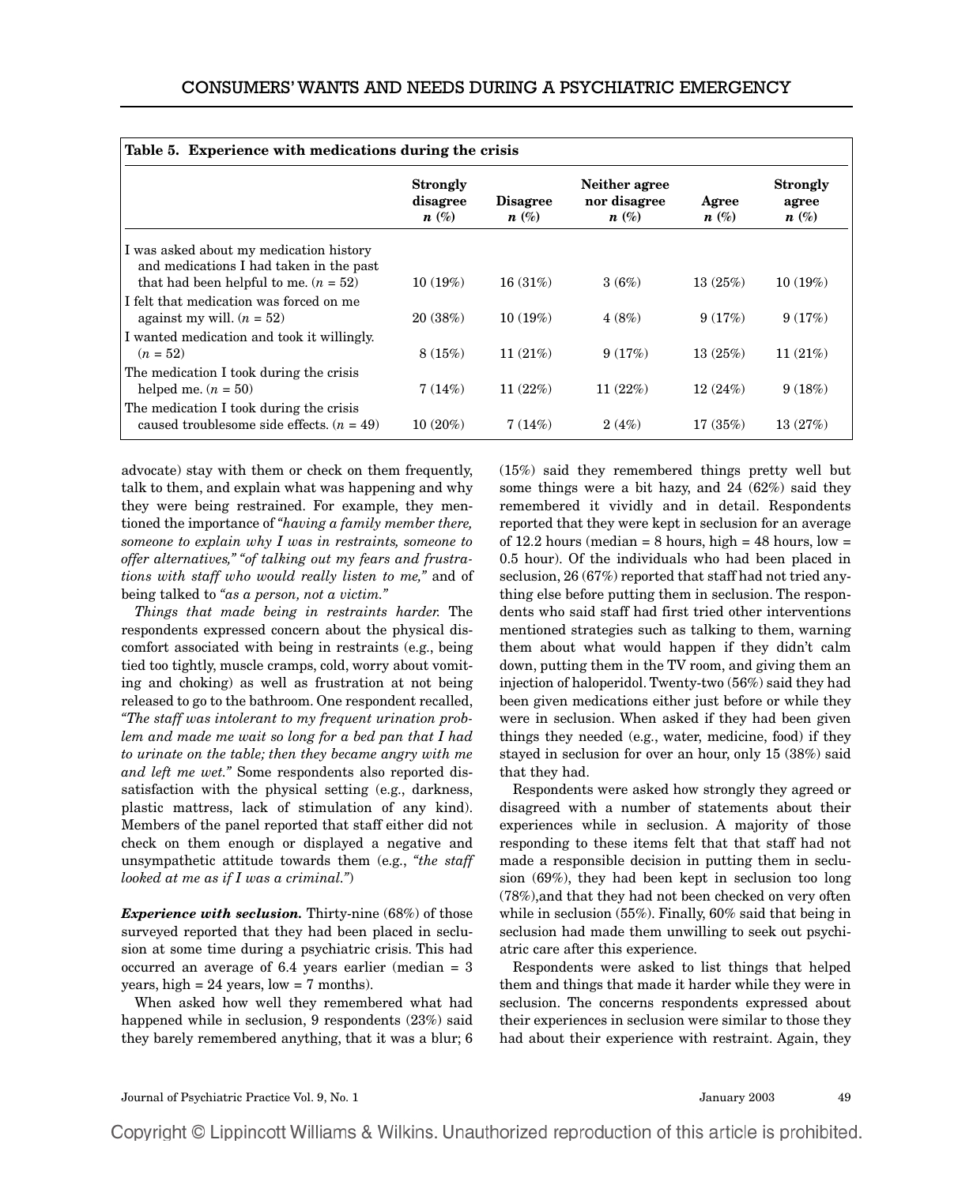**Table 5. Experience with medications during the crisis**

| | Strongly disagree *n* (%) | Disagree *n* (%) | Neither agree nor disagree *n* (%) | Agree *n* (%) | Strongly agree *n* (%) |
|---|---|---|---|---|---|
| I was asked about my medication history and medications I had taken in the past that had been helpful to me. (*n* = 52) | 10 (19%) | 16 (31%) | 3 (6%) | 13 (25%) | 10 (19%) |
| I felt that medication was forced on me against my will. (*n* = 52) | 20 (38%) | 10 (19%) | 4 (8%) | 9 (17%) | 9 (17%) |
| I wanted medication and took it willingly. (*n* = 52) | 8 (15%) | 11 (21%) | 9 (17%) | 13 (25%) | 11 (21%) |
| The medication I took during the crisis helped me. (*n* = 50) | 7 (14%) | 11 (22%) | 11 (22%) | 12 (24%) | 9 (18%) |
| The medication I took during the crisis caused troublesome side effects. (*n* = 49) | 10 (20%) | 7 (14%) | 2 (4%) | 17 (35%) | 13 (27%) |

advocate) stay with them or check on them frequently, talk to them, and explain what was happening and why they were being restrained. For example, they mentioned the importance of *"having a family member there, someone to explain why I was in restraints, someone to offer alternatives," "of talking out my fears and frustrations with staff who would really listen to me,"* and of being talked to *"as a person, not a victim."*

*Things that made being in restraints harder.* The respondents expressed concern about the physical discomfort associated with being in restraints (e.g., being tied too tightly, muscle cramps, cold, worry about vomiting and choking) as well as frustration at not being released to go to the bathroom. One respondent recalled, *"The staff was intolerant to my frequent urination problem and made me wait so long for a bed pan that I had to urinate on the table; then they became angry with me and left me wet."* Some respondents also reported dissatisfaction with the physical setting (e.g., darkness, plastic mattress, lack of stimulation of any kind). Members of the panel reported that staff either did not check on them enough or displayed a negative and unsympathetic attitude towards them (e.g., *"the staff looked at me as if I was a criminal."*)

***Experience with seclusion.*** Thirty-nine (68%) of those surveyed reported that they had been placed in seclusion at some time during a psychiatric crisis. This had occurred an average of 6.4 years earlier (median = 3 years, high = 24 years, low = 7 months).

When asked how well they remembered what had happened while in seclusion, 9 respondents (23%) said they barely remembered anything, that it was a blur; 6 (15%) said they remembered things pretty well but some things were a bit hazy, and 24 (62%) said they remembered it vividly and in detail. Respondents reported that they were kept in seclusion for an average of 12.2 hours (median = 8 hours, high = 48 hours, low = 0.5 hour). Of the individuals who had been placed in seclusion, 26 (67%) reported that staff had not tried anything else before putting them in seclusion. The respondents who said staff had first tried other interventions mentioned strategies such as talking to them, warning them about what would happen if they didn't calm down, putting them in the TV room, and giving them an injection of haloperidol. Twenty-two (56%) said they had been given medications either just before or while they were in seclusion. When asked if they had been given things they needed (e.g., water, medicine, food) if they stayed in seclusion for over an hour, only 15 (38%) said that they had.

Respondents were asked how strongly they agreed or disagreed with a number of statements about their experiences while in seclusion. A majority of those responding to these items felt that that staff had not made a responsible decision in putting them in seclusion (69%), they had been kept in seclusion too long (78%),and that they had not been checked on very often while in seclusion (55%). Finally, 60% said that being in seclusion had made them unwilling to seek out psychiatric care after this experience.

Respondents were asked to list things that helped them and things that made it harder while they were in seclusion. The concerns respondents expressed about their experiences in seclusion were similar to those they had about their experience with restraint. Again, they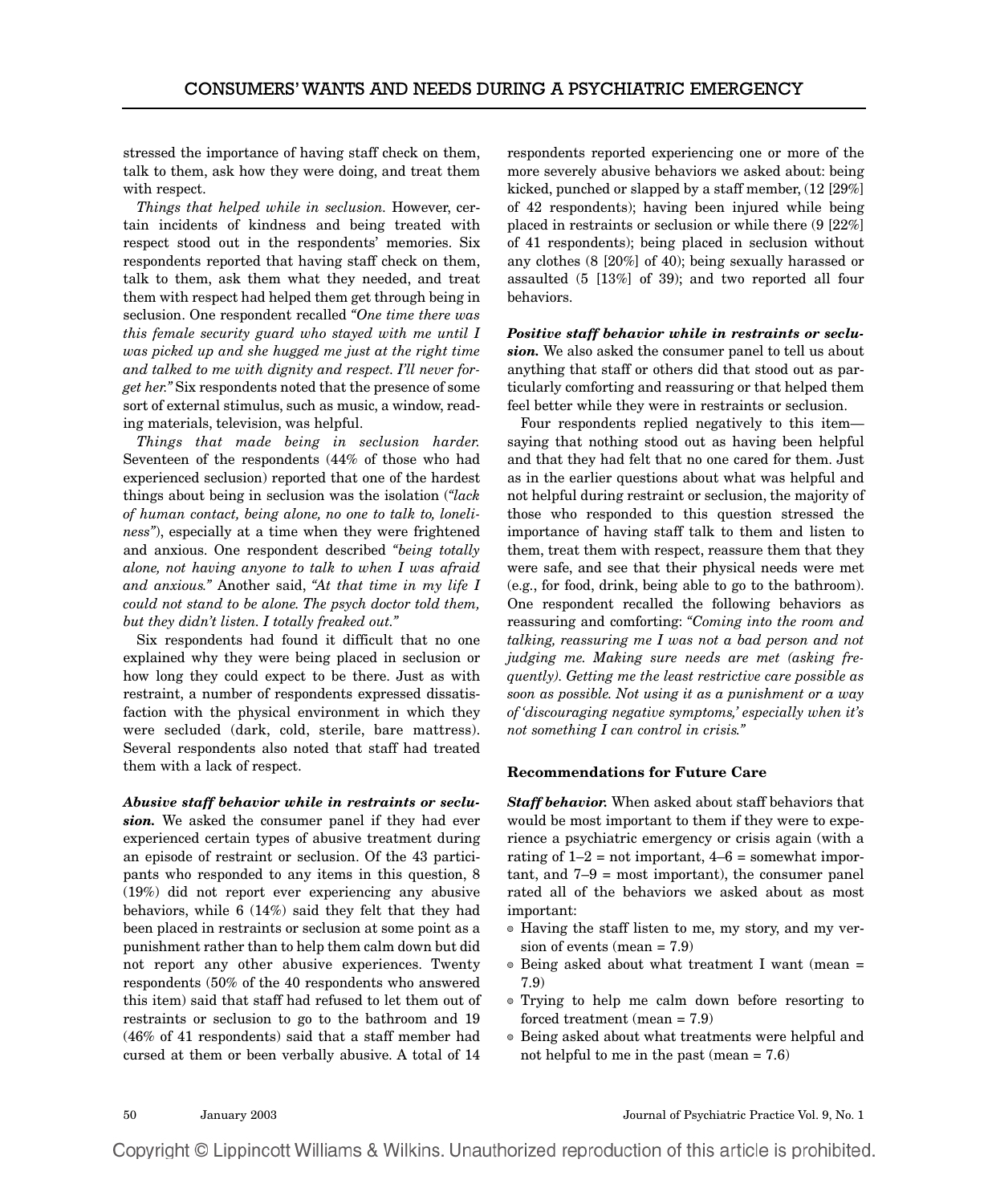stressed the importance of having staff check on them, talk to them, ask how they were doing, and treat them with respect.

*Things that helped while in seclusion.* However, certain incidents of kindness and being treated with respect stood out in the respondents' memories. Six respondents reported that having staff check on them, talk to them, ask them what they needed, and treat them with respect had helped them get through being in seclusion. One respondent recalled *"One time there was this female security guard who stayed with me until I was picked up and she hugged me just at the right time and talked to me with dignity and respect. I'll never forget her."* Six respondents noted that the presence of some sort of external stimulus, such as music, a window, reading materials, television, was helpful.

*Things that made being in seclusion harder.* Seventeen of the respondents (44% of those who had experienced seclusion) reported that one of the hardest things about being in seclusion was the isolation (*"lack of human contact, being alone, no one to talk to, loneliness"*), especially at a time when they were frightened and anxious. One respondent described *"being totally alone, not having anyone to talk to when I was afraid and anxious."* Another said, *"At that time in my life I could not stand to be alone. The psych doctor told them, but they didn't listen. I totally freaked out."*

Six respondents had found it difficult that no one explained why they were being placed in seclusion or how long they could expect to be there. Just as with restraint, a number of respondents expressed dissatisfaction with the physical environment in which they were secluded (dark, cold, sterile, bare mattress). Several respondents also noted that staff had treated them with a lack of respect.

***Abusive staff behavior while in restraints or seclusion.*** We asked the consumer panel if they had ever experienced certain types of abusive treatment during an episode of restraint or seclusion. Of the 43 participants who responded to any items in this question, 8 (19%) did not report ever experiencing any abusive behaviors, while 6 (14%) said they felt that they had been placed in restraints or seclusion at some point as a punishment rather than to help them calm down but did not report any other abusive experiences. Twenty respondents (50% of the 40 respondents who answered this item) said that staff had refused to let them out of restraints or seclusion to go to the bathroom and 19 (46% of 41 respondents) said that a staff member had cursed at them or been verbally abusive. A total of 14 respondents reported experiencing one or more of the more severely abusive behaviors we asked about: being kicked, punched or slapped by a staff member, (12 [29%] of 42 respondents); having been injured while being placed in restraints or seclusion or while there (9 [22%] of 41 respondents); being placed in seclusion without any clothes (8 [20%] of 40); being sexually harassed or assaulted (5 [13%] of 39); and two reported all four behaviors.

***Positive staff behavior while in restraints or seclusion.*** We also asked the consumer panel to tell us about anything that staff or others did that stood out as particularly comforting and reassuring or that helped them feel better while they were in restraints or seclusion.

Four respondents replied negatively to this item—saying that nothing stood out as having been helpful and that they had felt that no one cared for them. Just as in the earlier questions about what was helpful and not helpful during restraint or seclusion, the majority of those who responded to this question stressed the importance of having staff talk to them and listen to them, treat them with respect, reassure them that they were safe, and see that their physical needs were met (e.g., for food, drink, being able to go to the bathroom). One respondent recalled the following behaviors as reassuring and comforting: *"Coming into the room and talking, reassuring me I was not a bad person and not judging me. Making sure needs are met (asking frequently). Getting me the least restrictive care possible as soon as possible. Not using it as a punishment or a way of 'discouraging negative symptoms,' especially when it's not something I can control in crisis."*

### Recommendations for Future Care

***Staff behavior.*** When asked about staff behaviors that would be most important to them if they were to experience a psychiatric emergency or crisis again (with a rating of 1–2 = not important, 4–6 = somewhat important, and 7–9 = most important), the consumer panel rated all of the behaviors we asked about as most important:

- Having the staff listen to me, my story, and my version of events (mean = 7.9)
- Being asked about what treatment I want (mean = 7.9)
- Trying to help me calm down before resorting to forced treatment (mean = 7.9)
- Being asked about what treatments were helpful and not helpful to me in the past (mean = 7.6)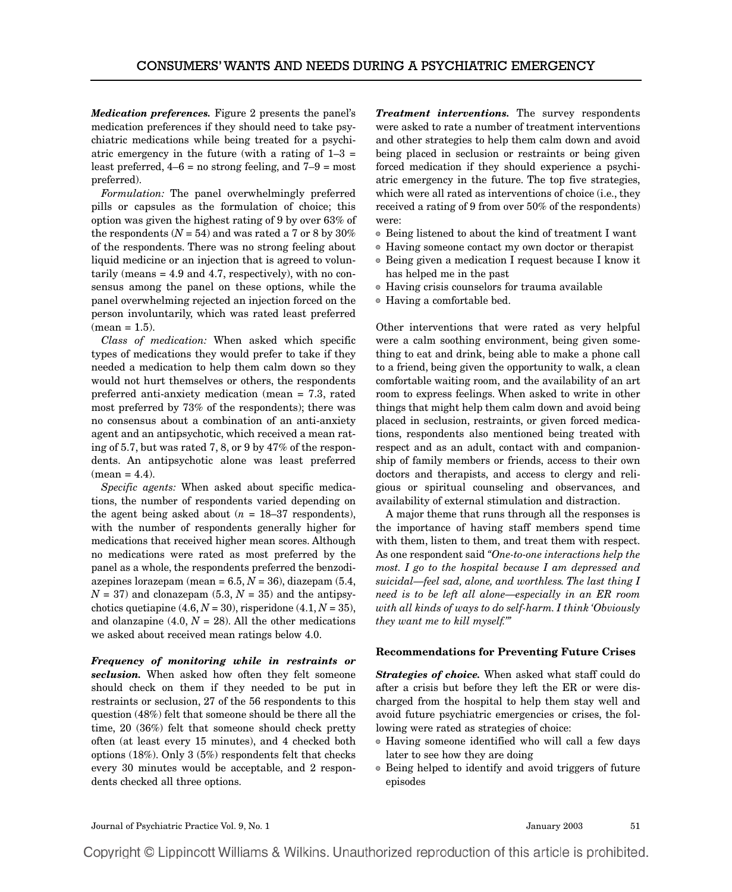***Medication preferences.*** Figure 2 presents the panel's medication preferences if they should need to take psychiatric medications while being treated for a psychiatric emergency in the future (with a rating of 1–3 = least preferred, 4–6 = no strong feeling, and 7–9 = most preferred).

*Formulation:* The panel overwhelmingly preferred pills or capsules as the formulation of choice; this option was given the highest rating of 9 by over 63% of the respondents ($N$ = 54) and was rated a 7 or 8 by 30% of the respondents. There was no strong feeling about liquid medicine or an injection that is agreed to voluntarily (means = 4.9 and 4.7, respectively), with no consensus among the panel on these options, while the panel overwhelming rejected an injection forced on the person involuntarily, which was rated least preferred (mean = 1.5).

*Class of medication:* When asked which specific types of medications they would prefer to take if they needed a medication to help them calm down so they would not hurt themselves or others, the respondents preferred anti-anxiety medication (mean = 7.3, rated most preferred by 73% of the respondents); there was no consensus about a combination of an anti-anxiety agent and an antipsychotic, which received a mean rating of 5.7, but was rated 7, 8, or 9 by 47% of the respondents. An antipsychotic alone was least preferred (mean = 4.4).

*Specific agents:* When asked about specific medications, the number of respondents varied depending on the agent being asked about ($n$ = 18–37 respondents), with the number of respondents generally higher for medications that received higher mean scores. Although no medications were rated as most preferred by the panel as a whole, the respondents preferred the benzodiazepines lorazepam (mean = 6.5, $N$ = 36), diazepam (5.4, $N$ = 37) and clonazepam (5.3, $N$ = 35) and the antipsychotics quetiapine (4.6, $N$ = 30), risperidone (4.1, $N$ = 35), and olanzapine (4.0, $N$ = 28). All the other medications we asked about received mean ratings below 4.0.

***Frequency of monitoring while in restraints or seclusion.*** When asked how often they felt someone should check on them if they needed to be put in restraints or seclusion, 27 of the 56 respondents to this question (48%) felt that someone should be there all the time, 20 (36%) felt that someone should check pretty often (at least every 15 minutes), and 4 checked both options (18%). Only 3 (5%) respondents felt that checks every 30 minutes would be acceptable, and 2 respondents checked all three options.

***Treatment interventions.*** The survey respondents were asked to rate a number of treatment interventions and other strategies to help them calm down and avoid being placed in seclusion or restraints or being given forced medication if they should experience a psychiatric emergency in the future. The top five strategies, which were all rated as interventions of choice (i.e., they received a rating of 9 from over 50% of the respondents) were:

- Being listened to about the kind of treatment I want
- Having someone contact my own doctor or therapist
- Being given a medication I request because I know it has helped me in the past
- Having crisis counselors for trauma available
- Having a comfortable bed.

Other interventions that were rated as very helpful were a calm soothing environment, being given something to eat and drink, being able to make a phone call to a friend, being given the opportunity to walk, a clean comfortable waiting room, and the availability of an art room to express feelings. When asked to write in other things that might help them calm down and avoid being placed in seclusion, restraints, or given forced medications, respondents also mentioned being treated with respect and as an adult, contact with and companionship of family members or friends, access to their own doctors and therapists, and access to clergy and religious or spiritual counseling and observances, and availability of external stimulation and distraction.

A major theme that runs through all the responses is the importance of having staff members spend time with them, listen to them, and treat them with respect. As one respondent said *"One-to-one interactions help the most. I go to the hospital because I am depressed and suicidal—feel sad, alone, and worthless. The last thing I need is to be left all alone—especially in an ER room with all kinds of ways to do self-harm. I think 'Obviously they want me to kill myself.'"*

### Recommendations for Preventing Future Crises

***Strategies of choice.*** When asked what staff could do after a crisis but before they left the ER or were discharged from the hospital to help them stay well and avoid future psychiatric emergencies or crises, the following were rated as strategies of choice:

- Having someone identified who will call a few days later to see how they are doing
- Being helped to identify and avoid triggers of future episodes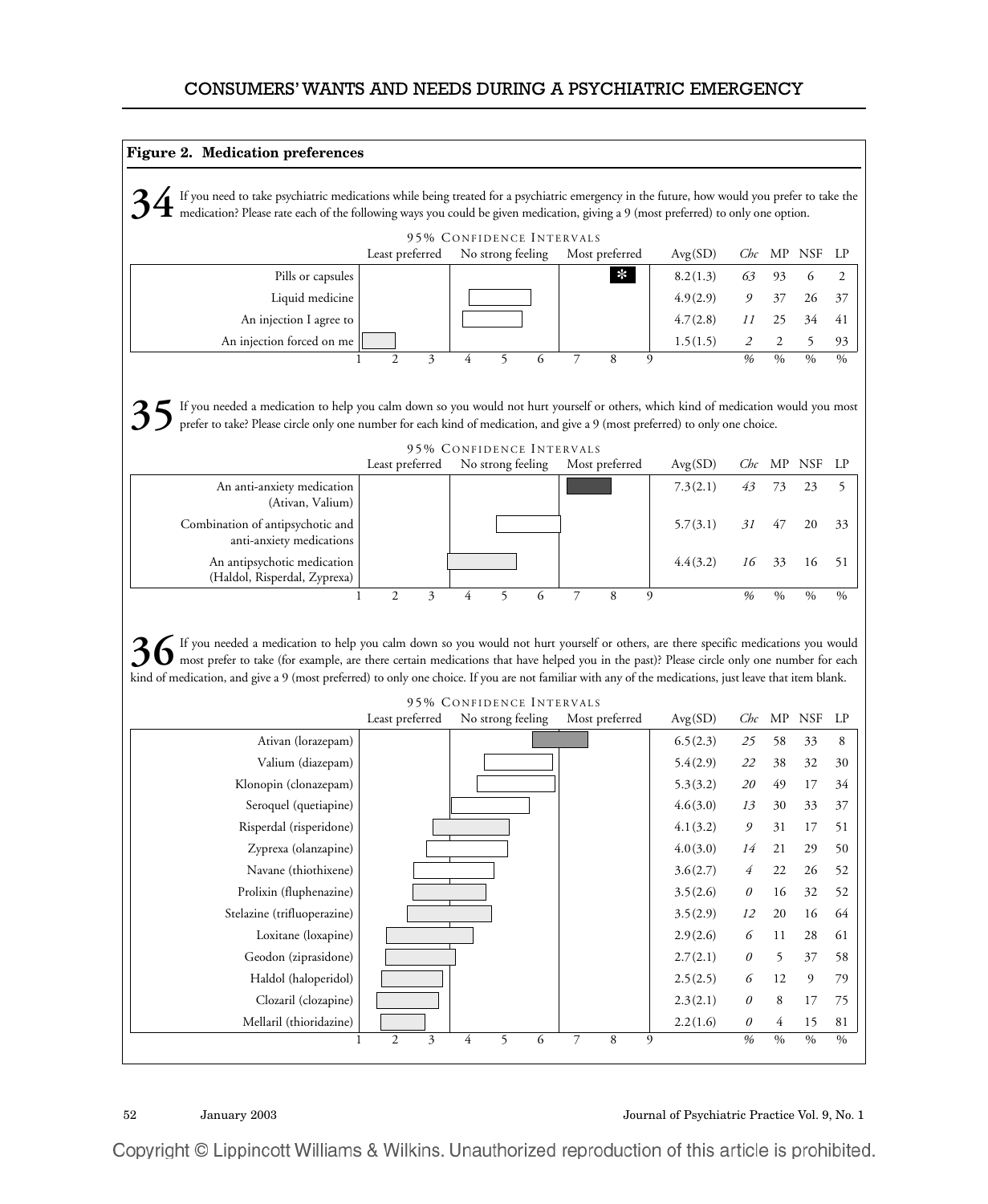**Figure 2. Medication preferences**

**34** If you need to take psychiatric medications while being treated for a psychiatric emergency in the future, how would you prefer to take the medication? Please rate each of the following ways you could be given medication, giving a 9 (most preferred) to only one option.

95% CONFIDENCE INTERVALS (1–9: Least preferred / No strong feeling / Most preferred)

| Option | Avg(SD) | *Chc* % | MP % | NSF % | LP % |
|---|---|---|---|---|---|
| Pills or capsules | 8.2(1.3) | *63* | 93 | 6 | 2 |
| Liquid medicine | 4.9(2.9) | *9* | 37 | 26 | 37 |
| An injection I agree to | 4.7(2.8) | *11* | 25 | 34 | 41 |
| An injection forced on me | 1.5(1.5) | *2* | 2 | 5 | 93 |

**35** If you needed a medication to help you calm down so you would not hurt yourself or others, which kind of medication would you most prefer to take? Please circle only one number for each kind of medication, and give a 9 (most preferred) to only one choice.

95% CONFIDENCE INTERVALS (1–9: Least preferred / No strong feeling / Most preferred)

| Option | Avg(SD) | *Chc* % | MP % | NSF % | LP % |
|---|---|---|---|---|---|
| An anti-anxiety medication (Ativan, Valium) | 7.3(2.1) | *43* | 73 | 23 | 5 |
| Combination of antipsychotic and anti-anxiety medications | 5.7(3.1) | *31* | 47 | 20 | 33 |
| An antipsychotic medication (Haldol, Risperdal, Zyprexa) | 4.4(3.2) | *16* | 33 | 16 | 51 |

**36** If you needed a medication to help you calm down so you would not hurt yourself or others, are there specific medications you would most prefer to take (for example, are there certain medications that have helped you in the past)? Please circle only one number for each kind of medication, and give a 9 (most preferred) to only one choice. If you are not familiar with any of the medications, just leave that item blank.

95% CONFIDENCE INTERVALS (1–9: Least preferred / No strong feeling / Most preferred)

| Medication | Avg(SD) | *Chc* % | MP % | NSF % | LP % |
|---|---|---|---|---|---|
| Ativan (lorazepam) | 6.5(2.3) | *25* | 58 | 33 | 8 |
| Valium (diazepam) | 5.4(2.9) | *22* | 38 | 32 | 30 |
| Klonopin (clonazepam) | 5.3(3.2) | *20* | 49 | 17 | 34 |
| Seroquel (quetiapine) | 4.6(3.0) | *13* | 30 | 33 | 37 |
| Risperdal (risperidone) | 4.1(3.2) | *9* | 31 | 17 | 51 |
| Zyprexa (olanzapine) | 4.0(3.0) | *14* | 21 | 29 | 50 |
| Navane (thiothixene) | 3.6(2.7) | *4* | 22 | 26 | 52 |
| Prolixin (fluphenazine) | 3.5(2.6) | *0* | 16 | 32 | 52 |
| Stelazine (trifluoperazine) | 3.5(2.9) | *12* | 20 | 16 | 64 |
| Loxitane (loxapine) | 2.9(2.6) | *6* | 11 | 28 | 61 |
| Geodon (ziprasidone) | 2.7(2.1) | *0* | 5 | 37 | 58 |
| Haldol (haloperidol) | 2.5(2.5) | *6* | 12 | 9 | 79 |
| Clozaril (clozapine) | 2.3(2.1) | *0* | 8 | 17 | 75 |
| Mellaril (thioridazine) | 2.2(1.6) | *0* | 4 | 15 | 81 |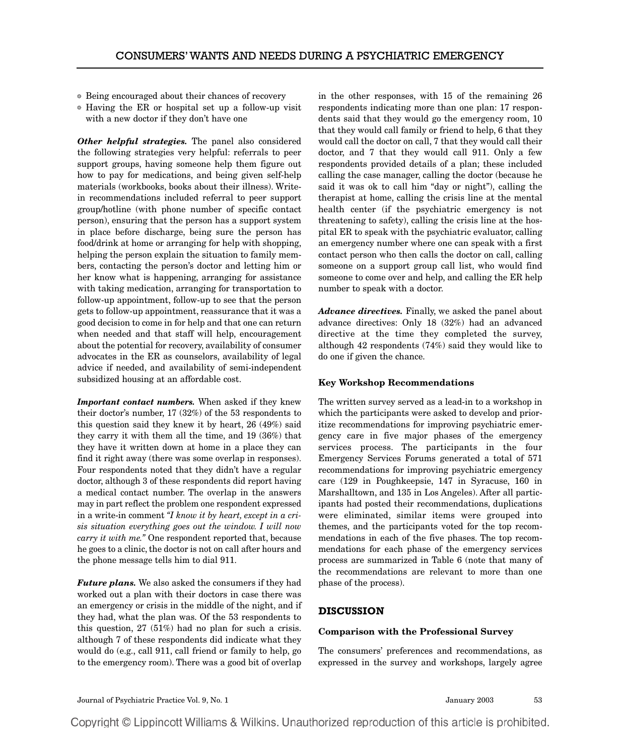- Being encouraged about their chances of recovery
- Having the ER or hospital set up a follow-up visit with a new doctor if they don't have one

***Other helpful strategies.*** The panel also considered the following strategies very helpful: referrals to peer support groups, having someone help them figure out how to pay for medications, and being given self-help materials (workbooks, books about their illness). Write-in recommendations included referral to peer support group/hotline (with phone number of specific contact person), ensuring that the person has a support system in place before discharge, being sure the person has food/drink at home or arranging for help with shopping, helping the person explain the situation to family members, contacting the person's doctor and letting him or her know what is happening, arranging for assistance with taking medication, arranging for transportation to follow-up appointment, follow-up to see that the person gets to follow-up appointment, reassurance that it was a good decision to come in for help and that one can return when needed and that staff will help, encouragement about the potential for recovery, availability of consumer advocates in the ER as counselors, availability of legal advice if needed, and availability of semi-independent subsidized housing at an affordable cost.

***Important contact numbers.*** When asked if they knew their doctor's number, 17 (32%) of the 53 respondents to this question said they knew it by heart, 26 (49%) said they carry it with them all the time, and 19 (36%) that they have it written down at home in a place they can find it right away (there was some overlap in responses). Four respondents noted that they didn't have a regular doctor, although 3 of these respondents did report having a medical contact number. The overlap in the answers may in part reflect the problem one respondent expressed in a write-in comment *"I know it by heart, except in a crisis situation everything goes out the window. I will now carry it with me."* One respondent reported that, because he goes to a clinic, the doctor is not on call after hours and the phone message tells him to dial 911.

***Future plans.*** We also asked the consumers if they had worked out a plan with their doctors in case there was an emergency or crisis in the middle of the night, and if they had, what the plan was. Of the 53 respondents to this question, 27 (51%) had no plan for such a crisis. although 7 of these respondents did indicate what they would do (e.g., call 911, call friend or family to help, go to the emergency room). There was a good bit of overlap in the other responses, with 15 of the remaining 26 respondents indicating more than one plan: 17 respondents said that they would go the emergency room, 10 that they would call family or friend to help, 6 that they would call the doctor on call, 7 that they would call their doctor, and 7 that they would call 911. Only a few respondents provided details of a plan; these included calling the case manager, calling the doctor (because he said it was ok to call him "day or night"), calling the therapist at home, calling the crisis line at the mental health center (if the psychiatric emergency is not threatening to safety), calling the crisis line at the hospital ER to speak with the psychiatric evaluator, calling an emergency number where one can speak with a first contact person who then calls the doctor on call, calling someone on a support group call list, who would find someone to come over and help, and calling the ER help number to speak with a doctor.

***Advance directives.*** Finally, we asked the panel about advance directives: Only 18 (32%) had an advanced directive at the time they completed the survey, although 42 respondents (74%) said they would like to do one if given the chance.

### Key Workshop Recommendations

The written survey served as a lead-in to a workshop in which the participants were asked to develop and prioritize recommendations for improving psychiatric emergency care in five major phases of the emergency services process. The participants in the four Emergency Services Forums generated a total of 571 recommendations for improving psychiatric emergency care (129 in Poughkeepsie, 147 in Syracuse, 160 in Marshalltown, and 135 in Los Angeles). After all participants had posted their recommendations, duplications were eliminated, similar items were grouped into themes, and the participants voted for the top recommendations in each of the five phases. The top recommendations for each phase of the emergency services process are summarized in Table 6 (note that many of the recommendations are relevant to more than one phase of the process).

## DISCUSSION

### Comparison with the Professional Survey

The consumers' preferences and recommendations, as expressed in the survey and workshops, largely agree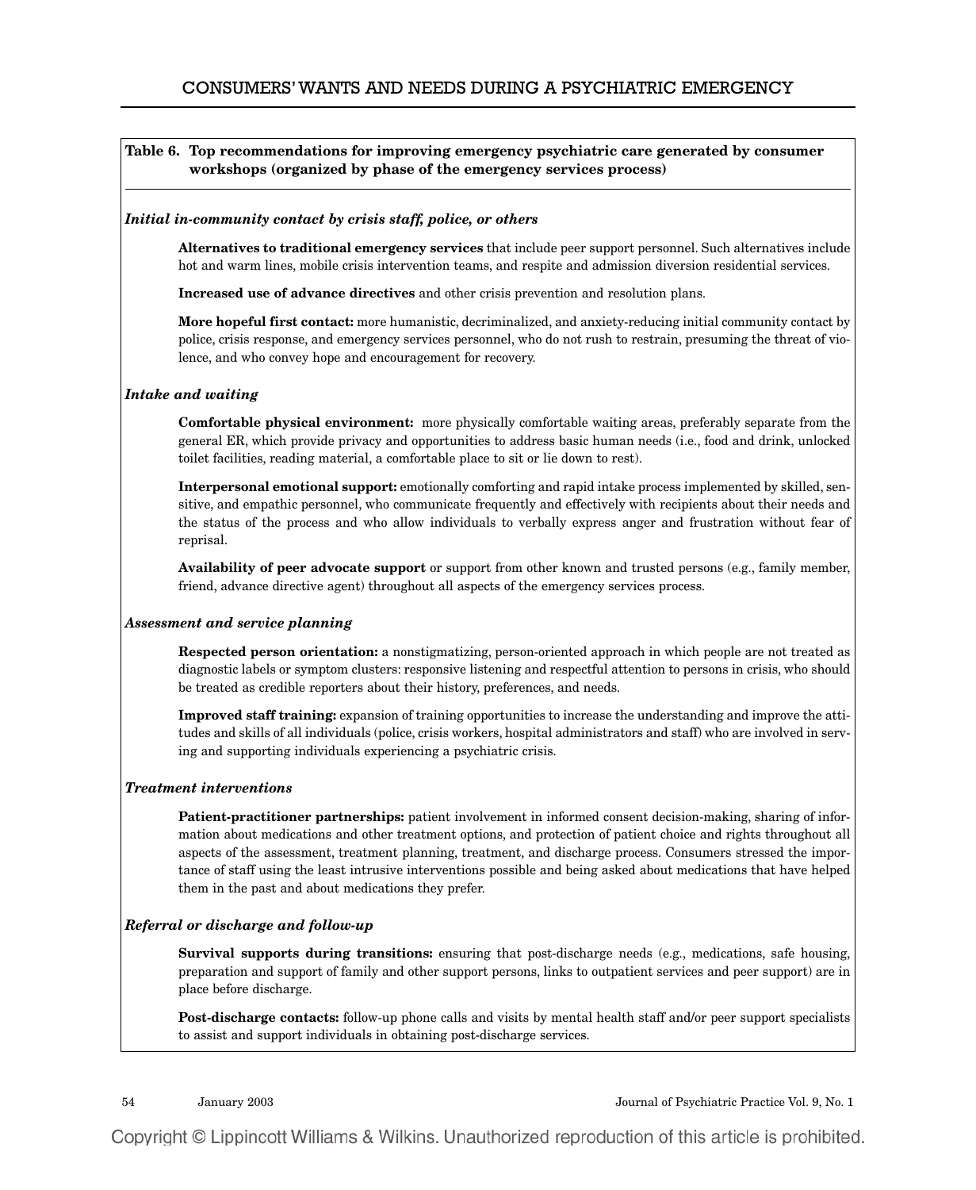**Table 6. Top recommendations for improving emergency psychiatric care generated by consumer workshops (organized by phase of the emergency services process)**

***Initial in-community contact by crisis staff, police, or others***

**Alternatives to traditional emergency services** that include peer support personnel. Such alternatives include hot and warm lines, mobile crisis intervention teams, and respite and admission diversion residential services.

**Increased use of advance directives** and other crisis prevention and resolution plans.

**More hopeful first contact:** more humanistic, decriminalized, and anxiety-reducing initial community contact by police, crisis response, and emergency services personnel, who do not rush to restrain, presuming the threat of violence, and who convey hope and encouragement for recovery.

***Intake and waiting***

**Comfortable physical environment:** more physically comfortable waiting areas, preferably separate from the general ER, which provide privacy and opportunities to address basic human needs (i.e., food and drink, unlocked toilet facilities, reading material, a comfortable place to sit or lie down to rest).

**Interpersonal emotional support:** emotionally comforting and rapid intake process implemented by skilled, sensitive, and empathic personnel, who communicate frequently and effectively with recipients about their needs and the status of the process and who allow individuals to verbally express anger and frustration without fear of reprisal.

**Availability of peer advocate support** or support from other known and trusted persons (e.g., family member, friend, advance directive agent) throughout all aspects of the emergency services process.

***Assessment and service planning***

**Respected person orientation:** a nonstigmatizing, person-oriented approach in which people are not treated as diagnostic labels or symptom clusters: responsive listening and respectful attention to persons in crisis, who should be treated as credible reporters about their history, preferences, and needs.

**Improved staff training:** expansion of training opportunities to increase the understanding and improve the attitudes and skills of all individuals (police, crisis workers, hospital administrators and staff) who are involved in serving and supporting individuals experiencing a psychiatric crisis.

***Treatment interventions***

**Patient-practitioner partnerships:** patient involvement in informed consent decision-making, sharing of information about medications and other treatment options, and protection of patient choice and rights throughout all aspects of the assessment, treatment planning, treatment, and discharge process. Consumers stressed the importance of staff using the least intrusive interventions possible and being asked about medications that have helped them in the past and about medications they prefer.

***Referral or discharge and follow-up***

**Survival supports during transitions:** ensuring that post-discharge needs (e.g., medications, safe housing, preparation and support of family and other support persons, links to outpatient services and peer support) are in place before discharge.

**Post-discharge contacts:** follow-up phone calls and visits by mental health staff and/or peer support specialists to assist and support individuals in obtaining post-discharge services.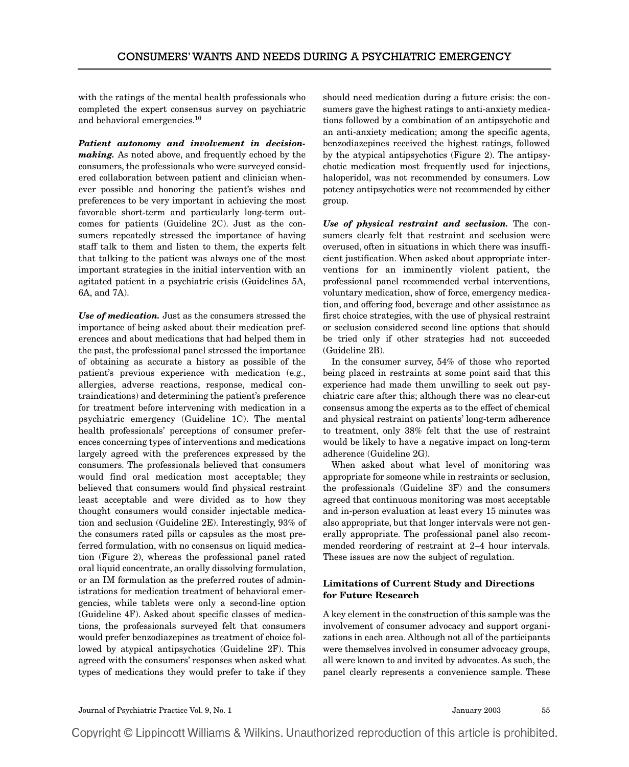with the ratings of the mental health professionals who completed the expert consensus survey on psychiatric and behavioral emergencies.[10]

***Patient autonomy and involvement in decision-making.*** As noted above, and frequently echoed by the consumers, the professionals who were surveyed considered collaboration between patient and clinician whenever possible and honoring the patient's wishes and preferences to be very important in achieving the most favorable short-term and particularly long-term outcomes for patients (Guideline 2C). Just as the consumers repeatedly stressed the importance of having staff talk to them and listen to them, the experts felt that talking to the patient was always one of the most important strategies in the initial intervention with an agitated patient in a psychiatric crisis (Guidelines 5A, 6A, and 7A).

***Use of medication.*** Just as the consumers stressed the importance of being asked about their medication preferences and about medications that had helped them in the past, the professional panel stressed the importance of obtaining as accurate a history as possible of the patient's previous experience with medication (e.g., allergies, adverse reactions, response, medical contraindications) and determining the patient's preference for treatment before intervening with medication in a psychiatric emergency (Guideline 1C). The mental health professionals' perceptions of consumer preferences concerning types of interventions and medications largely agreed with the preferences expressed by the consumers. The professionals believed that consumers would find oral medication most acceptable; they believed that consumers would find physical restraint least acceptable and were divided as to how they thought consumers would consider injectable medication and seclusion (Guideline 2E). Interestingly, 93% of the consumers rated pills or capsules as the most preferred formulation, with no consensus on liquid medication (Figure 2), whereas the professional panel rated oral liquid concentrate, an orally dissolving formulation, or an IM formulation as the preferred routes of administrations for medication treatment of behavioral emergencies, while tablets were only a second-line option (Guideline 4F). Asked about specific classes of medications, the professionals surveyed felt that consumers would prefer benzodiazepines as treatment of choice followed by atypical antipsychotics (Guideline 2F). This agreed with the consumers' responses when asked what types of medications they would prefer to take if they should need medication during a future crisis: the consumers gave the highest ratings to anti-anxiety medications followed by a combination of an antipsychotic and an anti-anxiety medication; among the specific agents, benzodiazepines received the highest ratings, followed by the atypical antipsychotics (Figure 2). The antipsychotic medication most frequently used for injections, haloperidol, was not recommended by consumers. Low potency antipsychotics were not recommended by either group.

***Use of physical restraint and seclusion.*** The consumers clearly felt that restraint and seclusion were overused, often in situations in which there was insufficient justification. When asked about appropriate interventions for an imminently violent patient, the professional panel recommended verbal interventions, voluntary medication, show of force, emergency medication, and offering food, beverage and other assistance as first choice strategies, with the use of physical restraint or seclusion considered second line options that should be tried only if other strategies had not succeeded (Guideline 2B).

In the consumer survey, 54% of those who reported being placed in restraints at some point said that this experience had made them unwilling to seek out psychiatric care after this; although there was no clear-cut consensus among the experts as to the effect of chemical and physical restraint on patients' long-term adherence to treatment, only 38% felt that the use of restraint would be likely to have a negative impact on long-term adherence (Guideline 2G).

When asked about what level of monitoring was appropriate for someone while in restraints or seclusion, the professionals (Guideline 3F) and the consumers agreed that continuous monitoring was most acceptable and in-person evaluation at least every 15 minutes was also appropriate, but that longer intervals were not generally appropriate. The professional panel also recommended reordering of restraint at 2–4 hour intervals. These issues are now the subject of regulation.

### Limitations of Current Study and Directions for Future Research

A key element in the construction of this sample was the involvement of consumer advocacy and support organizations in each area. Although not all of the participants were themselves involved in consumer advocacy groups, all were known to and invited by advocates. As such, the panel clearly represents a convenience sample. These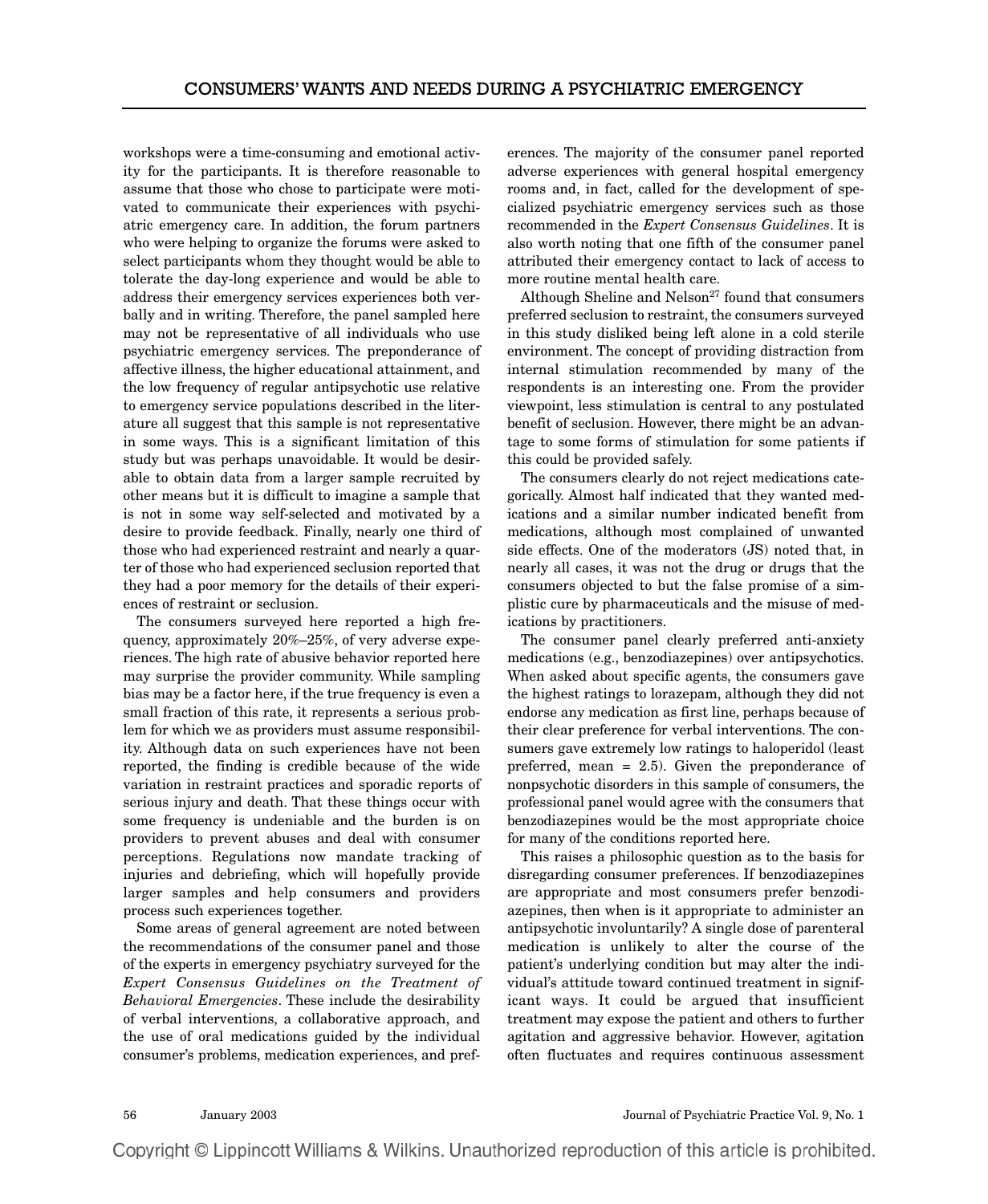workshops were a time-consuming and emotional activity for the participants. It is therefore reasonable to assume that those who chose to participate were motivated to communicate their experiences with psychiatric emergency care. In addition, the forum partners who were helping to organize the forums were asked to select participants whom they thought would be able to tolerate the day-long experience and would be able to address their emergency services experiences both verbally and in writing. Therefore, the panel sampled here may not be representative of all individuals who use psychiatric emergency services. The preponderance of affective illness, the higher educational attainment, and the low frequency of regular antipsychotic use relative to emergency service populations described in the literature all suggest that this sample is not representative in some ways. This is a significant limitation of this study but was perhaps unavoidable. It would be desirable to obtain data from a larger sample recruited by other means but it is difficult to imagine a sample that is not in some way self-selected and motivated by a desire to provide feedback. Finally, nearly one third of those who had experienced restraint and nearly a quarter of those who had experienced seclusion reported that they had a poor memory for the details of their experiences of restraint or seclusion.

The consumers surveyed here reported a high frequency, approximately 20%–25%, of very adverse experiences. The high rate of abusive behavior reported here may surprise the provider community. While sampling bias may be a factor here, if the true frequency is even a small fraction of this rate, it represents a serious problem for which we as providers must assume responsibility. Although data on such experiences have not been reported, the finding is credible because of the wide variation in restraint practices and sporadic reports of serious injury and death. That these things occur with some frequency is undeniable and the burden is on providers to prevent abuses and deal with consumer perceptions. Regulations now mandate tracking of injuries and debriefing, which will hopefully provide larger samples and help consumers and providers process such experiences together.

Some areas of general agreement are noted between the recommendations of the consumer panel and those of the experts in emergency psychiatry surveyed for the *Expert Consensus Guidelines on the Treatment of Behavioral Emergencies*. These include the desirability of verbal interventions, a collaborative approach, and the use of oral medications guided by the individual consumer's problems, medication experiences, and preferences. The majority of the consumer panel reported adverse experiences with general hospital emergency rooms and, in fact, called for the development of specialized psychiatric emergency services such as those recommended in the *Expert Consensus Guidelines*. It is also worth noting that one fifth of the consumer panel attributed their emergency contact to lack of access to more routine mental health care.

Although Sheline and Nelson[27] found that consumers preferred seclusion to restraint, the consumers surveyed in this study disliked being left alone in a cold sterile environment. The concept of providing distraction from internal stimulation recommended by many of the respondents is an interesting one. From the provider viewpoint, less stimulation is central to any postulated benefit of seclusion. However, there might be an advantage to some forms of stimulation for some patients if this could be provided safely.

The consumers clearly do not reject medications categorically. Almost half indicated that they wanted medications and a similar number indicated benefit from medications, although most complained of unwanted side effects. One of the moderators (JS) noted that, in nearly all cases, it was not the drug or drugs that the consumers objected to but the false promise of a simplistic cure by pharmaceuticals and the misuse of medications by practitioners.

The consumer panel clearly preferred anti-anxiety medications (e.g., benzodiazepines) over antipsychotics. When asked about specific agents, the consumers gave the highest ratings to lorazepam, although they did not endorse any medication as first line, perhaps because of their clear preference for verbal interventions. The consumers gave extremely low ratings to haloperidol (least preferred, mean = 2.5). Given the preponderance of nonpsychotic disorders in this sample of consumers, the professional panel would agree with the consumers that benzodiazepines would be the most appropriate choice for many of the conditions reported here.

This raises a philosophic question as to the basis for disregarding consumer preferences. If benzodiazepines are appropriate and most consumers prefer benzodiazepines, then when is it appropriate to administer an antipsychotic involuntarily? A single dose of parenteral medication is unlikely to alter the course of the patient's underlying condition but may alter the individual's attitude toward continued treatment in significant ways. It could be argued that insufficient treatment may expose the patient and others to further agitation and aggressive behavior. However, agitation often fluctuates and requires continuous assessment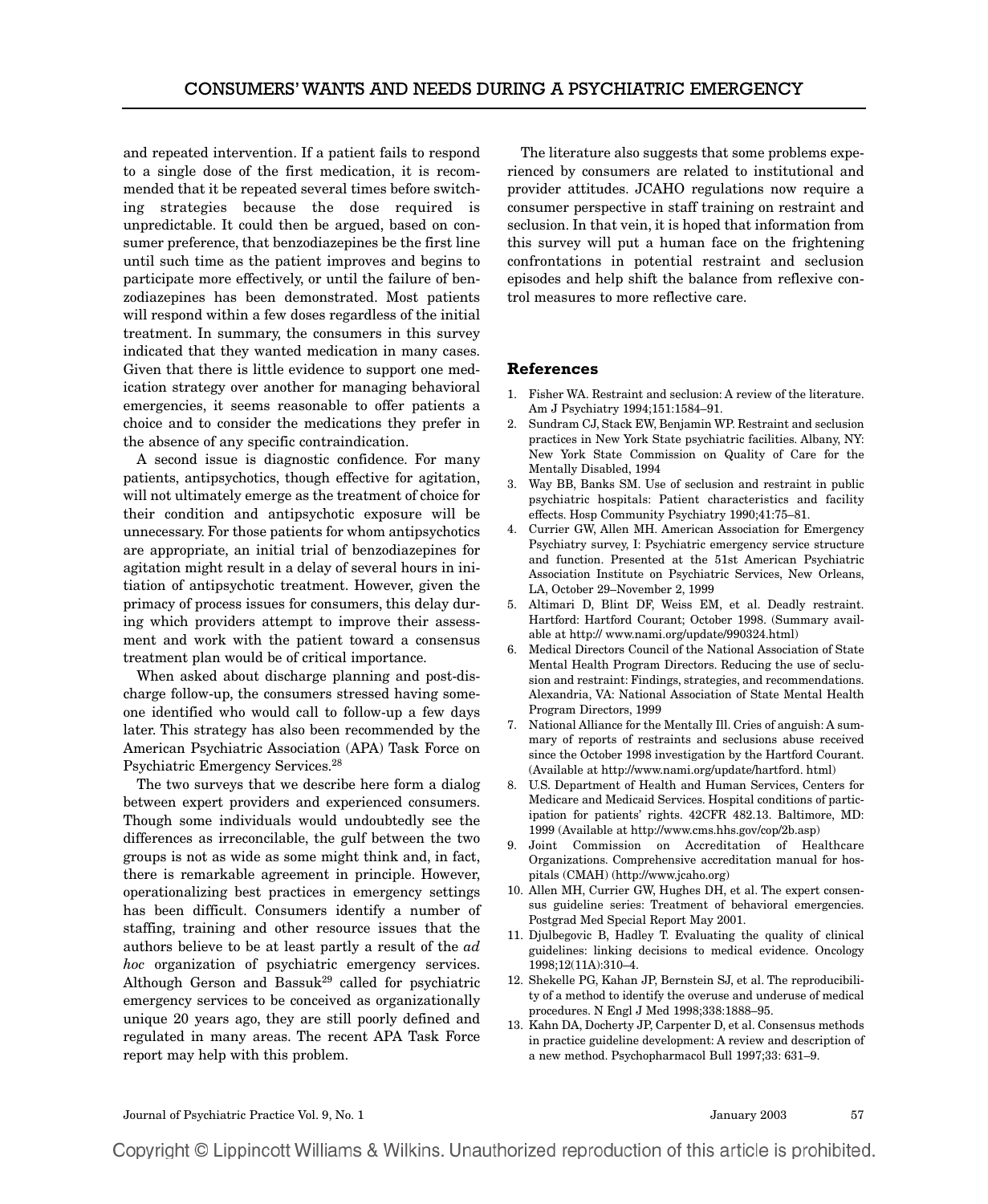and repeated intervention. If a patient fails to respond to a single dose of the first medication, it is recommended that it be repeated several times before switching strategies because the dose required is unpredictable. It could then be argued, based on consumer preference, that benzodiazepines be the first line until such time as the patient improves and begins to participate more effectively, or until the failure of benzodiazepines has been demonstrated. Most patients will respond within a few doses regardless of the initial treatment. In summary, the consumers in this survey indicated that they wanted medication in many cases. Given that there is little evidence to support one medication strategy over another for managing behavioral emergencies, it seems reasonable to offer patients a choice and to consider the medications they prefer in the absence of any specific contraindication.

A second issue is diagnostic confidence. For many patients, antipsychotics, though effective for agitation, will not ultimately emerge as the treatment of choice for their condition and antipsychotic exposure will be unnecessary. For those patients for whom antipsychotics are appropriate, an initial trial of benzodiazepines for agitation might result in a delay of several hours in initiation of antipsychotic treatment. However, given the primacy of process issues for consumers, this delay during which providers attempt to improve their assessment and work with the patient toward a consensus treatment plan would be of critical importance.

When asked about discharge planning and post-discharge follow-up, the consumers stressed having someone identified who would call to follow-up a few days later. This strategy has also been recommended by the American Psychiatric Association (APA) Task Force on Psychiatric Emergency Services.[28]

The two surveys that we describe here form a dialog between expert providers and experienced consumers. Though some individuals would undoubtedly see the differences as irreconcilable, the gulf between the two groups is not as wide as some might think and, in fact, there is remarkable agreement in principle. However, operationalizing best practices in emergency settings has been difficult. Consumers identify a number of staffing, training and other resource issues that the authors believe to be at least partly a result of the *ad hoc* organization of psychiatric emergency services. Although Gerson and Bassuk[29] called for psychiatric emergency services to be conceived as organizationally unique 20 years ago, they are still poorly defined and regulated in many areas. The recent APA Task Force report may help with this problem.

The literature also suggests that some problems experienced by consumers are related to institutional and provider attitudes. JCAHO regulations now require a consumer perspective in staff training on restraint and seclusion. In that vein, it is hoped that information from this survey will put a human face on the frightening confrontations in potential restraint and seclusion episodes and help shift the balance from reflexive control measures to more reflective care.

## References

1. Fisher WA. Restraint and seclusion: A review of the literature. Am J Psychiatry 1994;151:1584–91.
2. Sundram CJ, Stack EW, Benjamin WP. Restraint and seclusion practices in New York State psychiatric facilities. Albany, NY: New York State Commission on Quality of Care for the Mentally Disabled, 1994
3. Way BB, Banks SM. Use of seclusion and restraint in public psychiatric hospitals: Patient characteristics and facility effects. Hosp Community Psychiatry 1990;41:75–81.
4. Currier GW, Allen MH. American Association for Emergency Psychiatry survey, I: Psychiatric emergency service structure and function. Presented at the 51st American Psychiatric Association Institute on Psychiatric Services, New Orleans, LA, October 29–November 2, 1999
5. Altimari D, Blint DF, Weiss EM, et al. Deadly restraint. Hartford: Hartford Courant; October 1998. (Summary available at http:// www.nami.org/update/990324.html)
6. Medical Directors Council of the National Association of State Mental Health Program Directors. Reducing the use of seclusion and restraint: Findings, strategies, and recommendations. Alexandria, VA: National Association of State Mental Health Program Directors, 1999
7. National Alliance for the Mentally Ill. Cries of anguish: A summary of reports of restraints and seclusions abuse received since the October 1998 investigation by the Hartford Courant. (Available at http://www.nami.org/update/hartford. html)
8. U.S. Department of Health and Human Services, Centers for Medicare and Medicaid Services. Hospital conditions of participation for patients' rights. 42CFR 482.13. Baltimore, MD: 1999 (Available at http://www.cms.hhs.gov/cop/2b.asp)
9. Joint Commission on Accreditation of Healthcare Organizations. Comprehensive accreditation manual for hospitals (CMAH) (http://www.jcaho.org)
10. Allen MH, Currier GW, Hughes DH, et al. The expert consensus guideline series: Treatment of behavioral emergencies. Postgrad Med Special Report May 2001.
11. Djulbegovic B, Hadley T. Evaluating the quality of clinical guidelines: linking decisions to medical evidence. Oncology 1998;12(11A):310–4.
12. Shekelle PG, Kahan JP, Bernstein SJ, et al. The reproducibility of a method to identify the overuse and underuse of medical procedures. N Engl J Med 1998;338:1888–95.
13. Kahn DA, Docherty JP, Carpenter D, et al. Consensus methods in practice guideline development: A review and description of a new method. Psychopharmacol Bull 1997;33: 631–9.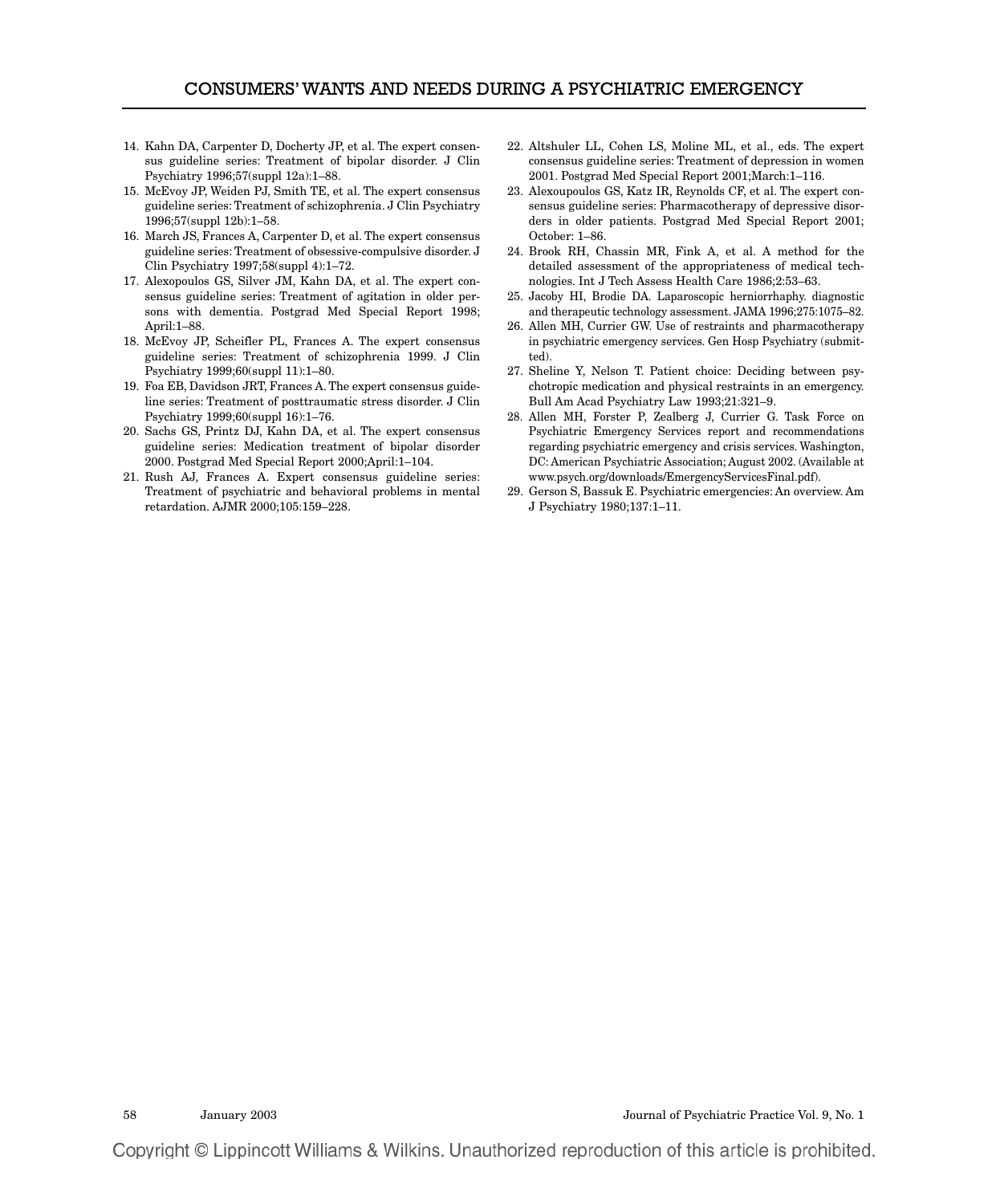14. Kahn DA, Carpenter D, Docherty JP, et al. The expert consensus guideline series: Treatment of bipolar disorder. J Clin Psychiatry 1996;57(suppl 12a):1–88.
15. McEvoy JP, Weiden PJ, Smith TE, et al. The expert consensus guideline series: Treatment of schizophrenia. J Clin Psychiatry 1996;57(suppl 12b):1–58.
16. March JS, Frances A, Carpenter D, et al. The expert consensus guideline series: Treatment of obsessive-compulsive disorder. J Clin Psychiatry 1997;58(suppl 4):1–72.
17. Alexopoulos GS, Silver JM, Kahn DA, et al. The expert consensus guideline series: Treatment of agitation in older persons with dementia. Postgrad Med Special Report 1998; April:1–88.
18. McEvoy JP, Scheifler PL, Frances A. The expert consensus guideline series: Treatment of schizophrenia 1999. J Clin Psychiatry 1999;60(suppl 11):1–80.
19. Foa EB, Davidson JRT, Frances A. The expert consensus guideline series: Treatment of posttraumatic stress disorder. J Clin Psychiatry 1999;60(suppl 16):1–76.
20. Sachs GS, Printz DJ, Kahn DA, et al. The expert consensus guideline series: Medication treatment of bipolar disorder 2000. Postgrad Med Special Report 2000;April:1–104.
21. Rush AJ, Frances A. Expert consensus guideline series: Treatment of psychiatric and behavioral problems in mental retardation. AJMR 2000;105:159–228.
22. Altshuler LL, Cohen LS, Moline ML, et al., eds. The expert consensus guideline series: Treatment of depression in women 2001. Postgrad Med Special Report 2001;March:1–116.
23. Alexoupoulos GS, Katz IR, Reynolds CF, et al. The expert consensus guideline series: Pharmacotherapy of depressive disorders in older patients. Postgrad Med Special Report 2001; October: 1–86.
24. Brook RH, Chassin MR, Fink A, et al. A method for the detailed assessment of the appropriateness of medical technologies. Int J Tech Assess Health Care 1986;2:53–63.
25. Jacoby HI, Brodie DA. Laparoscopic herniorrhaphy. diagnostic and therapeutic technology assessment. JAMA 1996;275:1075–82.
26. Allen MH, Currier GW. Use of restraints and pharmacotherapy in psychiatric emergency services. Gen Hosp Psychiatry (submitted).
27. Sheline Y, Nelson T. Patient choice: Deciding between psychotropic medication and physical restraints in an emergency. Bull Am Acad Psychiatry Law 1993;21:321–9.
28. Allen MH, Forster P, Zealberg J, Currier G. Task Force on Psychiatric Emergency Services report and recommendations regarding psychiatric emergency and crisis services. Washington, DC: American Psychiatric Association; August 2002. (Available at www.psych.org/downloads/EmergencyServicesFinal.pdf).
29. Gerson S, Bassuk E. Psychiatric emergencies: An overview. Am J Psychiatry 1980;137:1–11.

Copyright © Lippincott Williams & Wilkins. Unauthorized reproduction of this article is prohibited.